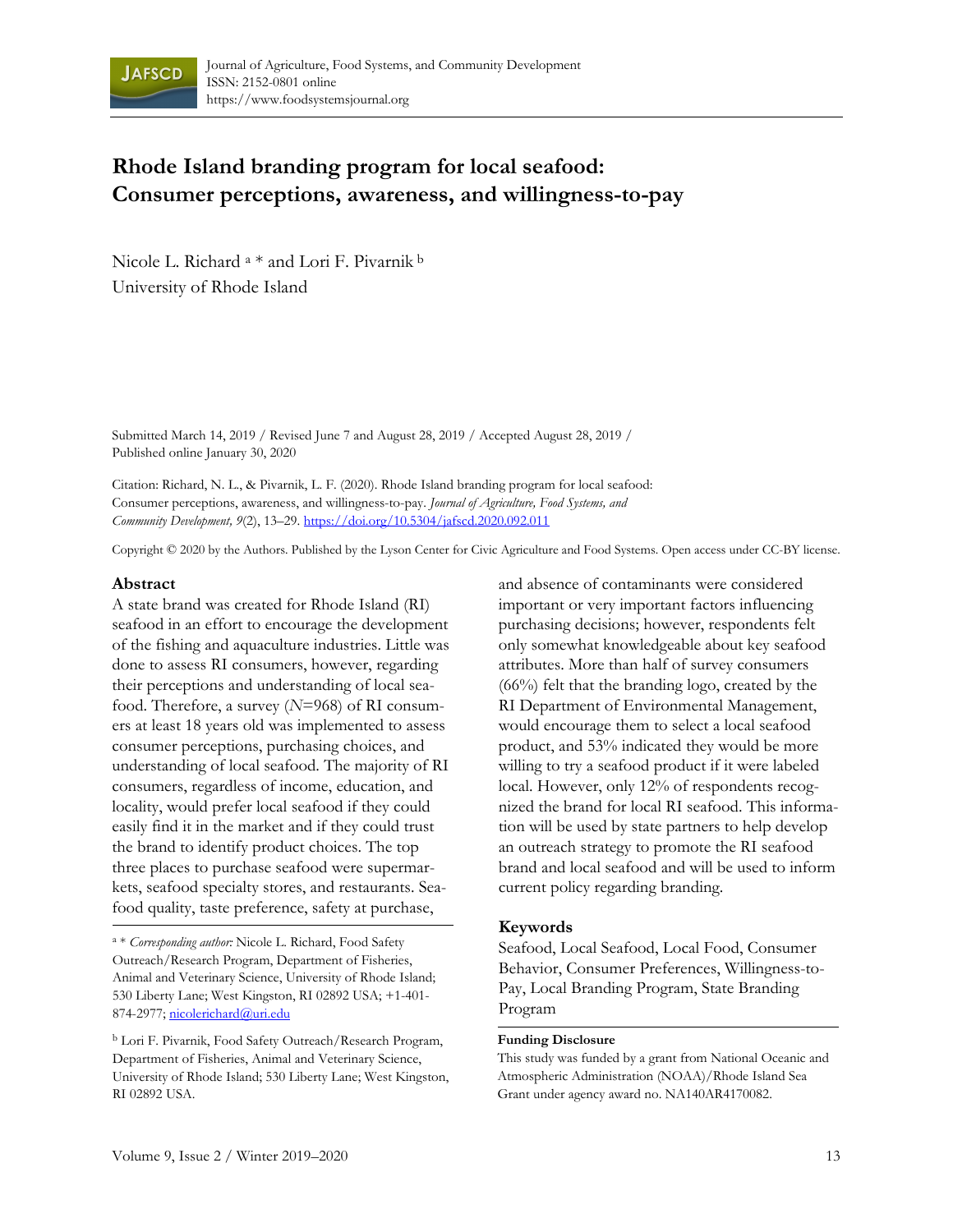# Rhode Island branding program for local seafood: Consumer perceptions, awareness, and willingness-to-pay

Nicole L. Richard [a] * and Lori F. Pivarnik [b]
University of Rhode Island

Submitted March 14, 2019 / Revised June 7 and August 28, 2019 / Accepted August 28, 2019 / Published online January 30, 2020

Citation: Richard, N. L., & Pivarnik, L. F. (2020). Rhode Island branding program for local seafood: Consumer perceptions, awareness, and willingness-to-pay. *Journal of Agriculture, Food Systems, and Community Development, 9*(2), 13–29. https://doi.org/10.5304/jafscd.2020.092.011

Copyright © 2020 by the Authors. Published by the Lyson Center for Civic Agriculture and Food Systems. Open access under CC-BY license.

## Abstract

A state brand was created for Rhode Island (RI) seafood in an effort to encourage the development of the fishing and aquaculture industries. Little was done to assess RI consumers, however, regarding their perceptions and understanding of local seafood. Therefore, a survey (*N*=968) of RI consumers at least 18 years old was implemented to assess consumer perceptions, purchasing choices, and understanding of local seafood. The majority of RI consumers, regardless of income, education, and locality, would prefer local seafood if they could easily find it in the market and if they could trust the brand to identify product choices. The top three places to purchase seafood were supermarkets, seafood specialty stores, and restaurants. Seafood quality, taste preference, safety at purchase, and absence of contaminants were considered important or very important factors influencing purchasing decisions; however, respondents felt only somewhat knowledgeable about key seafood attributes. More than half of survey consumers (66%) felt that the branding logo, created by the RI Department of Environmental Management, would encourage them to select a local seafood product, and 53% indicated they would be more willing to try a seafood product if it were labeled local. However, only 12% of respondents recognized the brand for local RI seafood. This information will be used by state partners to help develop an outreach strategy to promote the RI seafood brand and local seafood and will be used to inform current policy regarding branding.

## Keywords

Seafood, Local Seafood, Local Food, Consumer Behavior, Consumer Preferences, Willingness-to-Pay, Local Branding Program, State Branding Program

**Funding Disclosure**

This study was funded by a grant from National Oceanic and Atmospheric Administration (NOAA)/Rhode Island Sea Grant under agency award no. NA140AR4170082.

[a] * *Corresponding author:* Nicole L. Richard, Food Safety Outreach/Research Program, Department of Fisheries, Animal and Veterinary Science, University of Rhode Island; 530 Liberty Lane; West Kingston, RI 02892 USA; +1-401-874-2977; nicolerichard@uri.edu

[b] Lori F. Pivarnik, Food Safety Outreach/Research Program, Department of Fisheries, Animal and Veterinary Science, University of Rhode Island; 530 Liberty Lane; West Kingston, RI 02892 USA.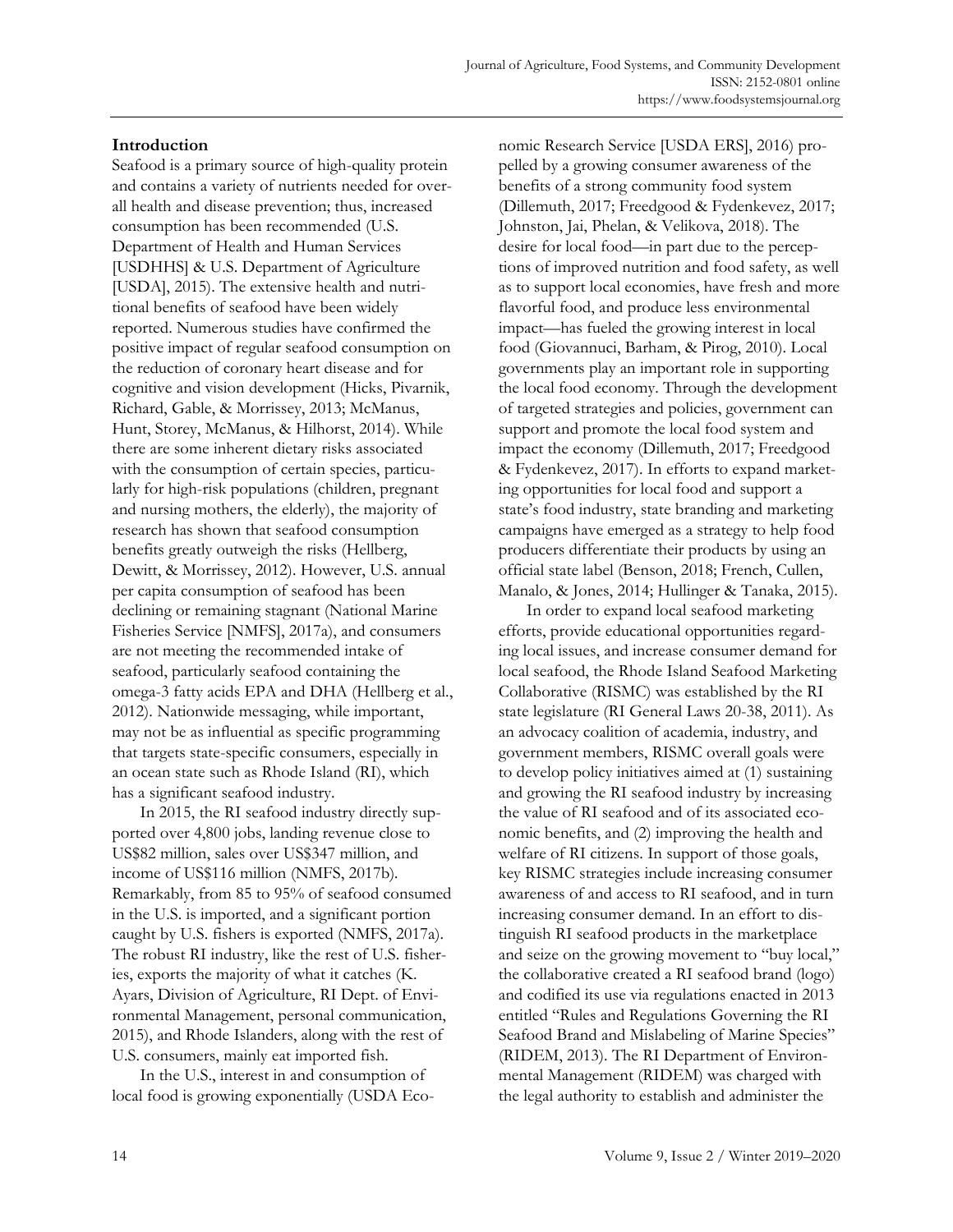## Introduction

Seafood is a primary source of high-quality protein and contains a variety of nutrients needed for overall health and disease prevention; thus, increased consumption has been recommended (U.S. Department of Health and Human Services [USDHHS] & U.S. Department of Agriculture [USDA], 2015). The extensive health and nutritional benefits of seafood have been widely reported. Numerous studies have confirmed the positive impact of regular seafood consumption on the reduction of coronary heart disease and for cognitive and vision development (Hicks, Pivarnik, Richard, Gable, & Morrissey, 2013; McManus, Hunt, Storey, McManus, & Hilhorst, 2014). While there are some inherent dietary risks associated with the consumption of certain species, particularly for high-risk populations (children, pregnant and nursing mothers, the elderly), the majority of research has shown that seafood consumption benefits greatly outweigh the risks (Hellberg, Dewitt, & Morrissey, 2012). However, U.S. annual per capita consumption of seafood has been declining or remaining stagnant (National Marine Fisheries Service [NMFS], 2017a), and consumers are not meeting the recommended intake of seafood, particularly seafood containing the omega-3 fatty acids EPA and DHA (Hellberg et al., 2012). Nationwide messaging, while important, may not be as influential as specific programming that targets state-specific consumers, especially in an ocean state such as Rhode Island (RI), which has a significant seafood industry.

In 2015, the RI seafood industry directly supported over 4,800 jobs, landing revenue close to US$82 million, sales over US$347 million, and income of US$116 million (NMFS, 2017b). Remarkably, from 85 to 95% of seafood consumed in the U.S. is imported, and a significant portion caught by U.S. fishers is exported (NMFS, 2017a). The robust RI industry, like the rest of U.S. fisheries, exports the majority of what it catches (K. Ayars, Division of Agriculture, RI Dept. of Environmental Management, personal communication, 2015), and Rhode Islanders, along with the rest of U.S. consumers, mainly eat imported fish.

In the U.S., interest in and consumption of local food is growing exponentially (USDA Economic Research Service [USDA ERS], 2016) propelled by a growing consumer awareness of the benefits of a strong community food system (Dillemuth, 2017; Freedgood & Fydenkevez, 2017; Johnston, Jai, Phelan, & Velikova, 2018). The desire for local food—in part due to the perceptions of improved nutrition and food safety, as well as to support local economies, have fresh and more flavorful food, and produce less environmental impact—has fueled the growing interest in local food (Giovannuci, Barham, & Pirog, 2010). Local governments play an important role in supporting the local food economy. Through the development of targeted strategies and policies, government can support and promote the local food system and impact the economy (Dillemuth, 2017; Freedgood & Fydenkevez, 2017). In efforts to expand marketing opportunities for local food and support a state's food industry, state branding and marketing campaigns have emerged as a strategy to help food producers differentiate their products by using an official state label (Benson, 2018; French, Cullen, Manalo, & Jones, 2014; Hullinger & Tanaka, 2015).

In order to expand local seafood marketing efforts, provide educational opportunities regarding local issues, and increase consumer demand for local seafood, the Rhode Island Seafood Marketing Collaborative (RISMC) was established by the RI state legislature (RI General Laws 20-38, 2011). As an advocacy coalition of academia, industry, and government members, RISMC overall goals were to develop policy initiatives aimed at (1) sustaining and growing the RI seafood industry by increasing the value of RI seafood and of its associated economic benefits, and (2) improving the health and welfare of RI citizens. In support of those goals, key RISMC strategies include increasing consumer awareness of and access to RI seafood, and in turn increasing consumer demand. In an effort to distinguish RI seafood products in the marketplace and seize on the growing movement to "buy local," the collaborative created a RI seafood brand (logo) and codified its use via regulations enacted in 2013 entitled "Rules and Regulations Governing the RI Seafood Brand and Mislabeling of Marine Species" (RIDEM, 2013). The RI Department of Environmental Management (RIDEM) was charged with the legal authority to establish and administer the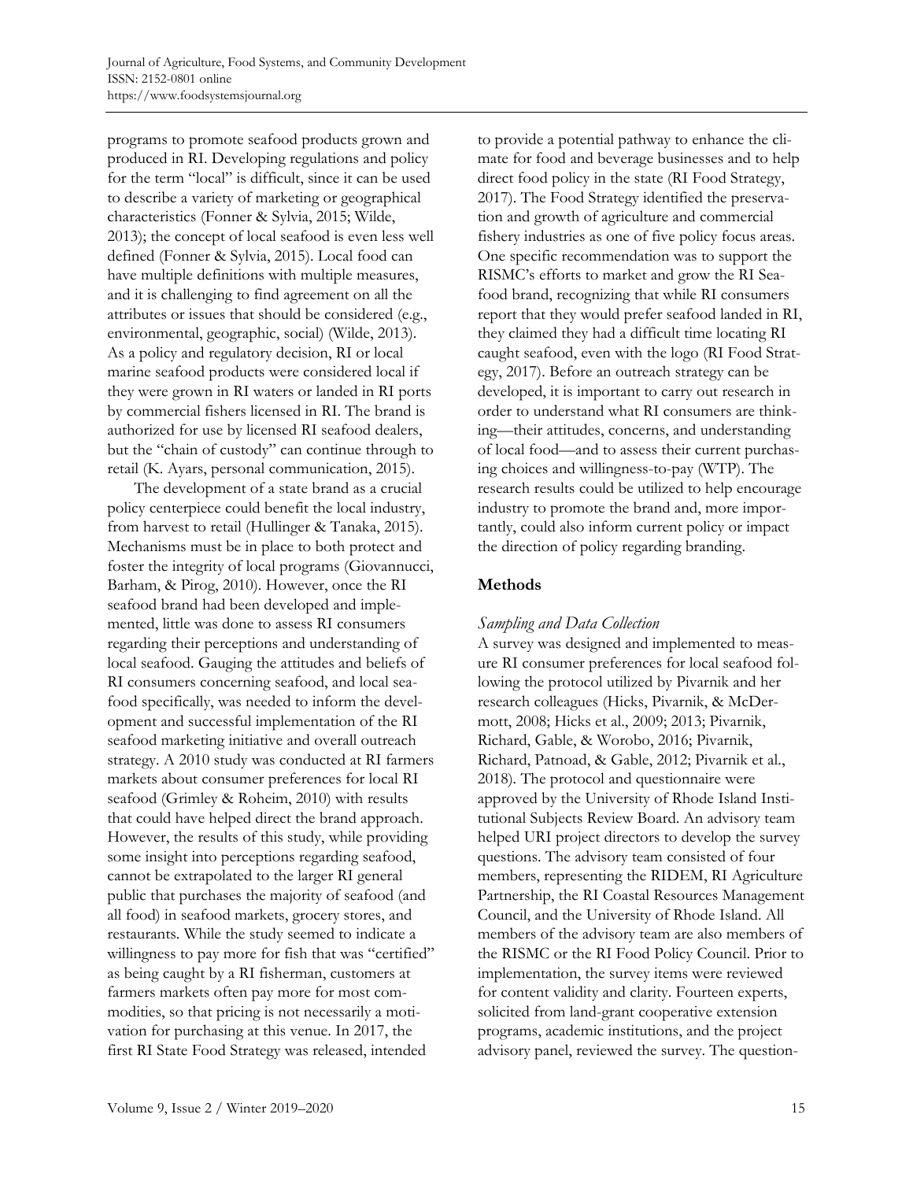programs to promote seafood products grown and produced in RI. Developing regulations and policy for the term "local" is difficult, since it can be used to describe a variety of marketing or geographical characteristics (Fonner & Sylvia, 2015; Wilde, 2013); the concept of local seafood is even less well defined (Fonner & Sylvia, 2015). Local food can have multiple definitions with multiple measures, and it is challenging to find agreement on all the attributes or issues that should be considered (e.g., environmental, geographic, social) (Wilde, 2013). As a policy and regulatory decision, RI or local marine seafood products were considered local if they were grown in RI waters or landed in RI ports by commercial fishers licensed in RI. The brand is authorized for use by licensed RI seafood dealers, but the "chain of custody" can continue through to retail (K. Ayars, personal communication, 2015).

The development of a state brand as a crucial policy centerpiece could benefit the local industry, from harvest to retail (Hullinger & Tanaka, 2015). Mechanisms must be in place to both protect and foster the integrity of local programs (Giovannucci, Barham, & Pirog, 2010). However, once the RI seafood brand had been developed and implemented, little was done to assess RI consumers regarding their perceptions and understanding of local seafood. Gauging the attitudes and beliefs of RI consumers concerning seafood, and local seafood specifically, was needed to inform the development and successful implementation of the RI seafood marketing initiative and overall outreach strategy. A 2010 study was conducted at RI farmers markets about consumer preferences for local RI seafood (Grimley & Roheim, 2010) with results that could have helped direct the brand approach. However, the results of this study, while providing some insight into perceptions regarding seafood, cannot be extrapolated to the larger RI general public that purchases the majority of seafood (and all food) in seafood markets, grocery stores, and restaurants. While the study seemed to indicate a willingness to pay more for fish that was "certified" as being caught by a RI fisherman, customers at farmers markets often pay more for most commodities, so that pricing is not necessarily a motivation for purchasing at this venue. In 2017, the first RI State Food Strategy was released, intended to provide a potential pathway to enhance the climate for food and beverage businesses and to help direct food policy in the state (RI Food Strategy, 2017). The Food Strategy identified the preservation and growth of agriculture and commercial fishery industries as one of five policy focus areas. One specific recommendation was to support the RISMC's efforts to market and grow the RI Seafood brand, recognizing that while RI consumers report that they would prefer seafood landed in RI, they claimed they had a difficult time locating RI caught seafood, even with the logo (RI Food Strategy, 2017). Before an outreach strategy can be developed, it is important to carry out research in order to understand what RI consumers are thinking—their attitudes, concerns, and understanding of local food—and to assess their current purchasing choices and willingness-to-pay (WTP). The research results could be utilized to help encourage industry to promote the brand and, more importantly, could also inform current policy or impact the direction of policy regarding branding.

## Methods

### *Sampling and Data Collection*

A survey was designed and implemented to measure RI consumer preferences for local seafood following the protocol utilized by Pivarnik and her research colleagues (Hicks, Pivarnik, & McDermott, 2008; Hicks et al., 2009; 2013; Pivarnik, Richard, Gable, & Worobo, 2016; Pivarnik, Richard, Patnoad, & Gable, 2012; Pivarnik et al., 2018). The protocol and questionnaire were approved by the University of Rhode Island Institutional Subjects Review Board. An advisory team helped URI project directors to develop the survey questions. The advisory team consisted of four members, representing the RIDEM, RI Agriculture Partnership, the RI Coastal Resources Management Council, and the University of Rhode Island. All members of the advisory team are also members of the RISMC or the RI Food Policy Council. Prior to implementation, the survey items were reviewed for content validity and clarity. Fourteen experts, solicited from land-grant cooperative extension programs, academic institutions, and the project advisory panel, reviewed the survey. The question-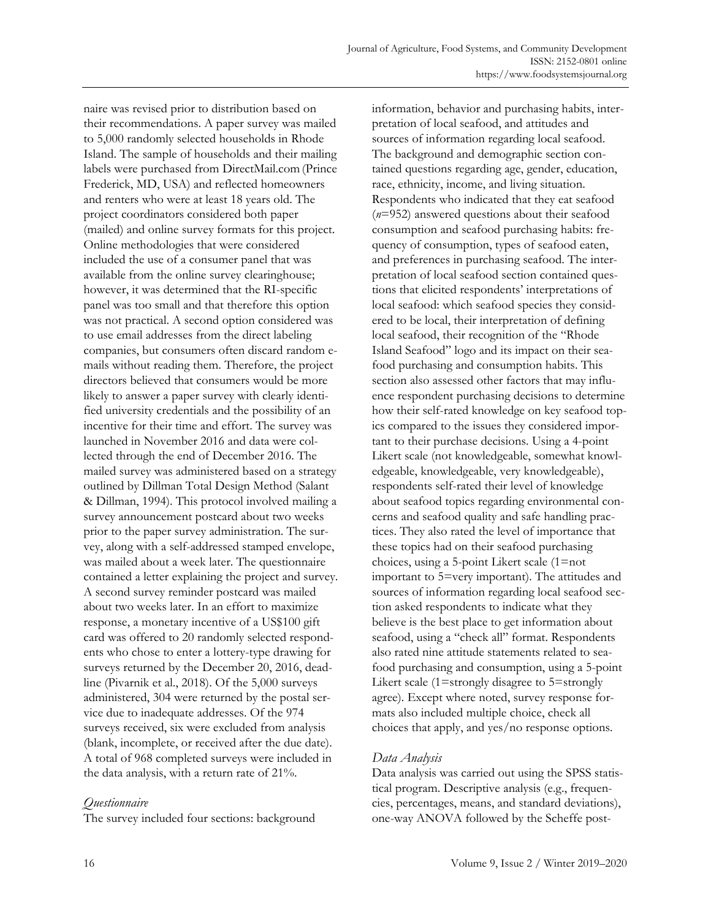naire was revised prior to distribution based on their recommendations. A paper survey was mailed to 5,000 randomly selected households in Rhode Island. The sample of households and their mailing labels were purchased from DirectMail.com (Prince Frederick, MD, USA) and reflected homeowners and renters who were at least 18 years old. The project coordinators considered both paper (mailed) and online survey formats for this project. Online methodologies that were considered included the use of a consumer panel that was available from the online survey clearinghouse; however, it was determined that the RI-specific panel was too small and that therefore this option was not practical. A second option considered was to use email addresses from the direct labeling companies, but consumers often discard random e-mails without reading them. Therefore, the project directors believed that consumers would be more likely to answer a paper survey with clearly identified university credentials and the possibility of an incentive for their time and effort. The survey was launched in November 2016 and data were collected through the end of December 2016. The mailed survey was administered based on a strategy outlined by Dillman Total Design Method (Salant & Dillman, 1994). This protocol involved mailing a survey announcement postcard about two weeks prior to the paper survey administration. The survey, along with a self-addressed stamped envelope, was mailed about a week later. The questionnaire contained a letter explaining the project and survey. A second survey reminder postcard was mailed about two weeks later. In an effort to maximize response, a monetary incentive of a US$100 gift card was offered to 20 randomly selected respondents who chose to enter a lottery-type drawing for surveys returned by the December 20, 2016, deadline (Pivarnik et al., 2018). Of the 5,000 surveys administered, 304 were returned by the postal service due to inadequate addresses. Of the 974 surveys received, six were excluded from analysis (blank, incomplete, or received after the due date). A total of 968 completed surveys were included in the data analysis, with a return rate of 21%.

### *Questionnaire*

The survey included four sections: background information, behavior and purchasing habits, interpretation of local seafood, and attitudes and sources of information regarding local seafood. The background and demographic section contained questions regarding age, gender, education, race, ethnicity, income, and living situation. Respondents who indicated that they eat seafood (*n*=952) answered questions about their seafood consumption and seafood purchasing habits: frequency of consumption, types of seafood eaten, and preferences in purchasing seafood. The interpretation of local seafood section contained questions that elicited respondents' interpretations of local seafood: which seafood species they considered to be local, their interpretation of defining local seafood, their recognition of the "Rhode Island Seafood" logo and its impact on their seafood purchasing and consumption habits. This section also assessed other factors that may influence respondent purchasing decisions to determine how their self-rated knowledge on key seafood topics compared to the issues they considered important to their purchase decisions. Using a 4-point Likert scale (not knowledgeable, somewhat knowledgeable, knowledgeable, very knowledgeable), respondents self-rated their level of knowledge about seafood topics regarding environmental concerns and seafood quality and safe handling practices. They also rated the level of importance that these topics had on their seafood purchasing choices, using a 5-point Likert scale (1=not important to 5=very important). The attitudes and sources of information regarding local seafood section asked respondents to indicate what they believe is the best place to get information about seafood, using a "check all" format. Respondents also rated nine attitude statements related to seafood purchasing and consumption, using a 5-point Likert scale (1=strongly disagree to 5=strongly agree). Except where noted, survey response formats also included multiple choice, check all choices that apply, and yes/no response options.

### *Data Analysis*

Data analysis was carried out using the SPSS statistical program. Descriptive analysis (e.g., frequencies, percentages, means, and standard deviations), one-way ANOVA followed by the Scheffe post-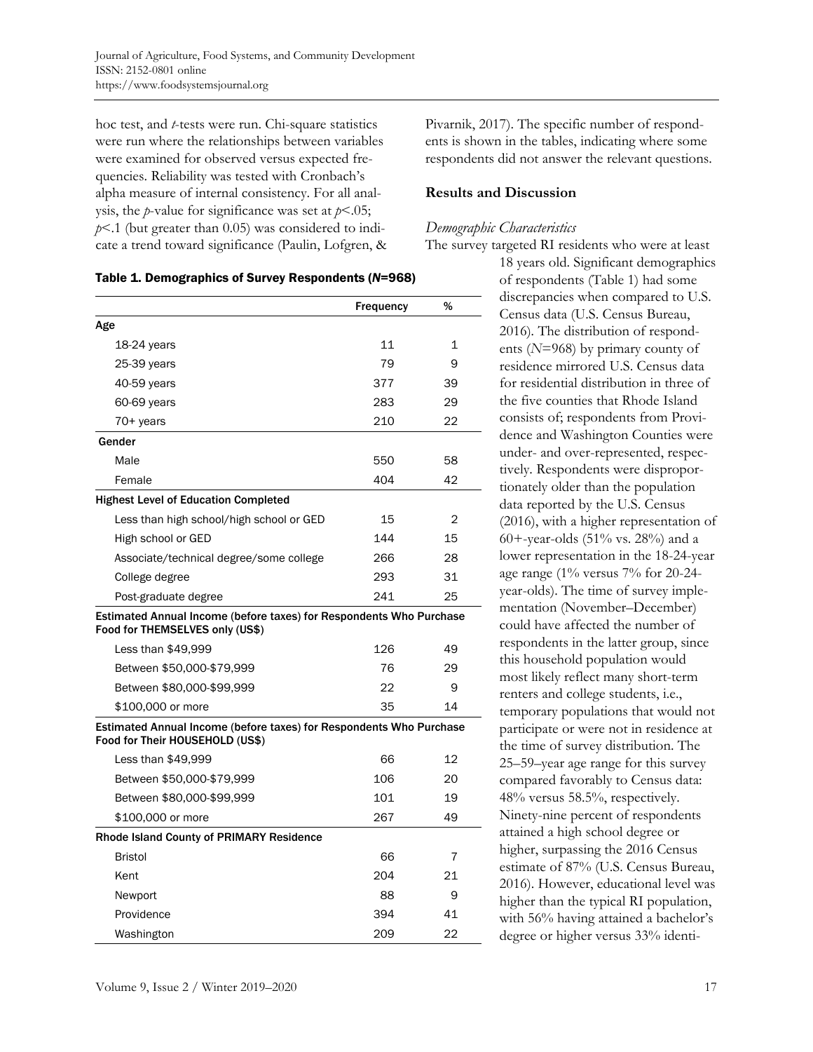hoc test, and *t*-tests were run. Chi-square statistics were run where the relationships between variables were examined for observed versus expected frequencies. Reliability was tested with Cronbach's alpha measure of internal consistency. For all analysis, the *p*-value for significance was set at $p<.05$; $p<.1$ (but greater than 0.05) was considered to indicate a trend toward significance (Paulin, Lofgren, & Pivarnik, 2017). The specific number of respondents is shown in the tables, indicating where some respondents did not answer the relevant questions.

## Results and Discussion

### *Demographic Characteristics*

The survey targeted RI residents who were at least 18 years old. Significant demographics of respondents (Table 1) had some discrepancies when compared to U.S. Census data (U.S. Census Bureau, 2016). The distribution of respondents (*N*=968) by primary county of residence mirrored U.S. Census data for residential distribution in three of the five counties that Rhode Island consists of; respondents from Providence and Washington Counties were under- and over-represented, respectively. Respondents were disproportionately older than the population data reported by the U.S. Census (2016), with a higher representation of 60+-year-olds (51% vs. 28%) and a lower representation in the 18-24-year age range (1% versus 7% for 20-24-year-olds). The time of survey implementation (November–December) could have affected the number of respondents in the latter group, since this household population would most likely reflect many short-term renters and college students, i.e., temporary populations that would not participate or were not in residence at the time of survey distribution. The 25–59–year age range for this survey compared favorably to Census data: 48% versus 58.5%, respectively. Ninety-nine percent of respondents attained a high school degree or higher, surpassing the 2016 Census estimate of 87% (U.S. Census Bureau, 2016). However, educational level was higher than the typical RI population, with 56% having attained a bachelor's degree or higher versus 33% identi-

**Table 1. Demographics of Survey Respondents (*N*=968)**

| | Frequency | % |
|---|---|---|
| **Age** | | |
| 18-24 years | 11 | 1 |
| 25-39 years | 79 | 9 |
| 40-59 years | 377 | 39 |
| 60-69 years | 283 | 29 |
| 70+ years | 210 | 22 |
| **Gender** | | |
| Male | 550 | 58 |
| Female | 404 | 42 |
| **Highest Level of Education Completed** | | |
| Less than high school/high school or GED | 15 | 2 |
| High school or GED | 144 | 15 |
| Associate/technical degree/some college | 266 | 28 |
| College degree | 293 | 31 |
| Post-graduate degree | 241 | 25 |
| **Estimated Annual Income (before taxes) for Respondents Who Purchase Food for THEMSELVES only (US$)** | | |
| Less than $49,999 | 126 | 49 |
| Between $50,000-$79,999 | 76 | 29 |
| Between $80,000-$99,999 | 22 | 9 |
| $100,000 or more | 35 | 14 |
| **Estimated Annual Income (before taxes) for Respondents Who Purchase Food for Their HOUSEHOLD (US$)** | | |
| Less than $49,999 | 66 | 12 |
| Between $50,000-$79,999 | 106 | 20 |
| Between $80,000-$99,999 | 101 | 19 |
| $100,000 or more | 267 | 49 |
| **Rhode Island County of PRIMARY Residence** | | |
| Bristol | 66 | 7 |
| Kent | 204 | 21 |
| Newport | 88 | 9 |
| Providence | 394 | 41 |
| Washington | 209 | 22 |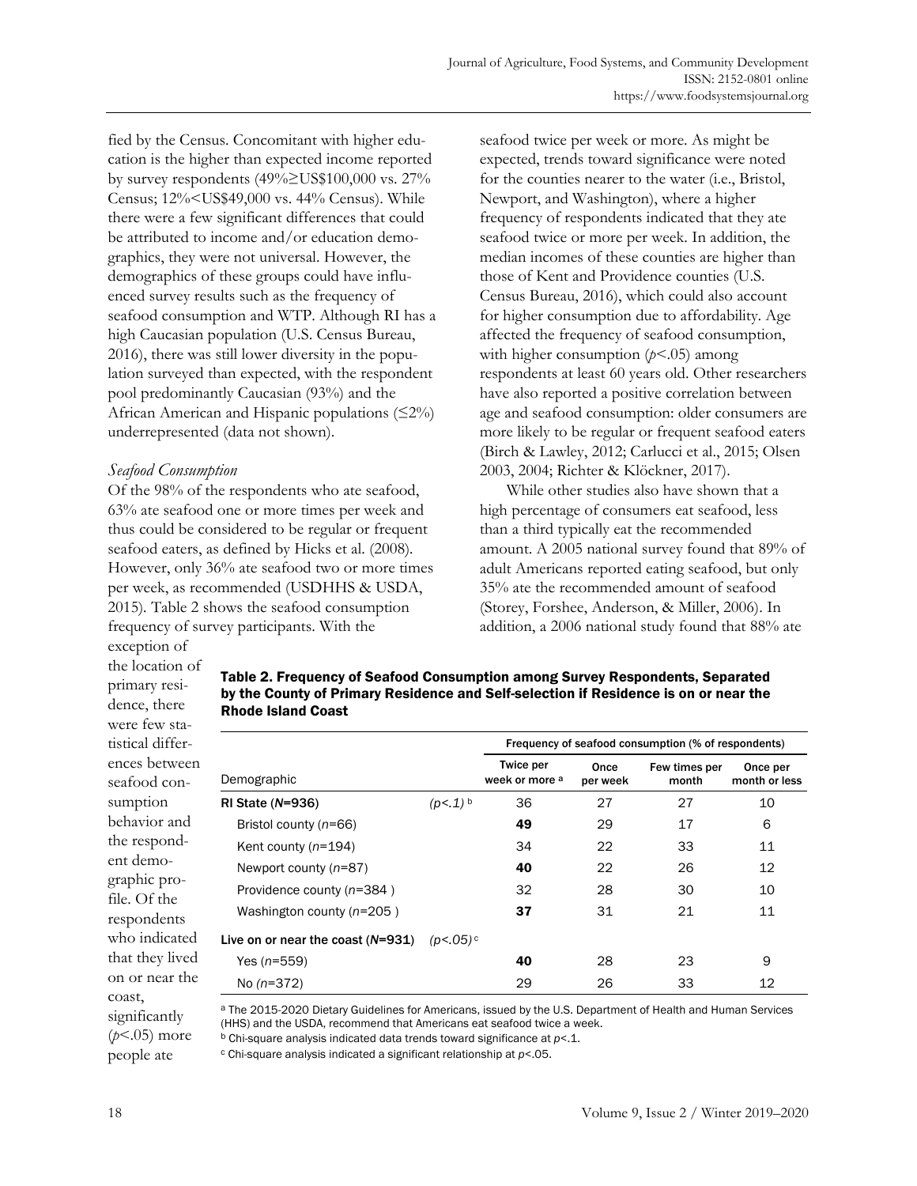fied by the Census. Concomitant with higher education is the higher than expected income reported by survey respondents (49%≥US$100,000 vs. 27% Census; 12%<US$49,000 vs. 44% Census). While there were a few significant differences that could be attributed to income and/or education demographics, they were not universal. However, the demographics of these groups could have influenced survey results such as the frequency of seafood consumption and WTP. Although RI has a high Caucasian population (U.S. Census Bureau, 2016), there was still lower diversity in the population surveyed than expected, with the respondent pool predominantly Caucasian (93%) and the African American and Hispanic populations (≤2%) underrepresented (data not shown).

### *Seafood Consumption*

Of the 98% of the respondents who ate seafood, 63% ate seafood one or more times per week and thus could be considered to be regular or frequent seafood eaters, as defined by Hicks et al. (2008). However, only 36% ate seafood two or more times per week, as recommended (USDHHS & USDA, 2015). Table 2 shows the seafood consumption frequency of survey participants. With the exception of the location of primary residence, there were few statistical differences between seafood consumption behavior and the respondent demographic profile. Of the respondents who indicated that they lived on or near the coast, significantly ($p$<.05) more people ate seafood twice per week or more. As might be expected, trends toward significance were noted for the counties nearer to the water (i.e., Bristol, Newport, and Washington), where a higher frequency of respondents indicated that they ate seafood twice or more per week. In addition, the median incomes of these counties are higher than those of Kent and Providence counties (U.S. Census Bureau, 2016), which could also account for higher consumption due to affordability. Age affected the frequency of seafood consumption, with higher consumption ($p$<.05) among respondents at least 60 years old. Other researchers have also reported a positive correlation between age and seafood consumption: older consumers are more likely to be regular or frequent seafood eaters (Birch & Lawley, 2012; Carlucci et al., 2015; Olsen 2003, 2004; Richter & Klöckner, 2017).

While other studies also have shown that a high percentage of consumers eat seafood, less than a third typically eat the recommended amount. A 2005 national survey found that 89% of adult Americans reported eating seafood, but only 35% ate the recommended amount of seafood (Storey, Forshee, Anderson, & Miller, 2006). In addition, a 2006 national study found that 88% ate

**Table 2. Frequency of Seafood Consumption among Survey Respondents, Separated by the County of Primary Residence and Self-selection if Residence is on or near the Rhode Island Coast**

| Demographic | | Frequency of seafood consumption (% of respondents) | | | |
|---|---|---|---|---|---|
| | | Twice per week or more [a] | Once per week | Few times per month | Once per month or less |
| **RI State (*N*=936)** | ($p$<.1) [b] | 36 | 27 | 27 | 10 |
| Bristol county (*n*=66) | | **49** | 29 | 17 | 6 |
| Kent county (*n*=194) | | 34 | 22 | 33 | 11 |
| Newport county (*n*=87) | | **40** | 22 | 26 | 12 |
| Providence county (*n*=384 ) | | 32 | 28 | 30 | 10 |
| Washington county (*n*=205 ) | | **37** | 31 | 21 | 11 |
| **Live on or near the coast (*N*=931)** | ($p$<.05) [c] | | | | |
| Yes (*n*=559) | | **40** | 28 | 23 | 9 |
| No (*n*=372) | | 29 | 26 | 33 | 12 |

[a] The 2015-2020 Dietary Guidelines for Americans, issued by the U.S. Department of Health and Human Services (HHS) and the USDA, recommend that Americans eat seafood twice a week.
[b] Chi-square analysis indicated data trends toward significance at $p$<.1.
[c] Chi-square analysis indicated a significant relationship at $p$<.05.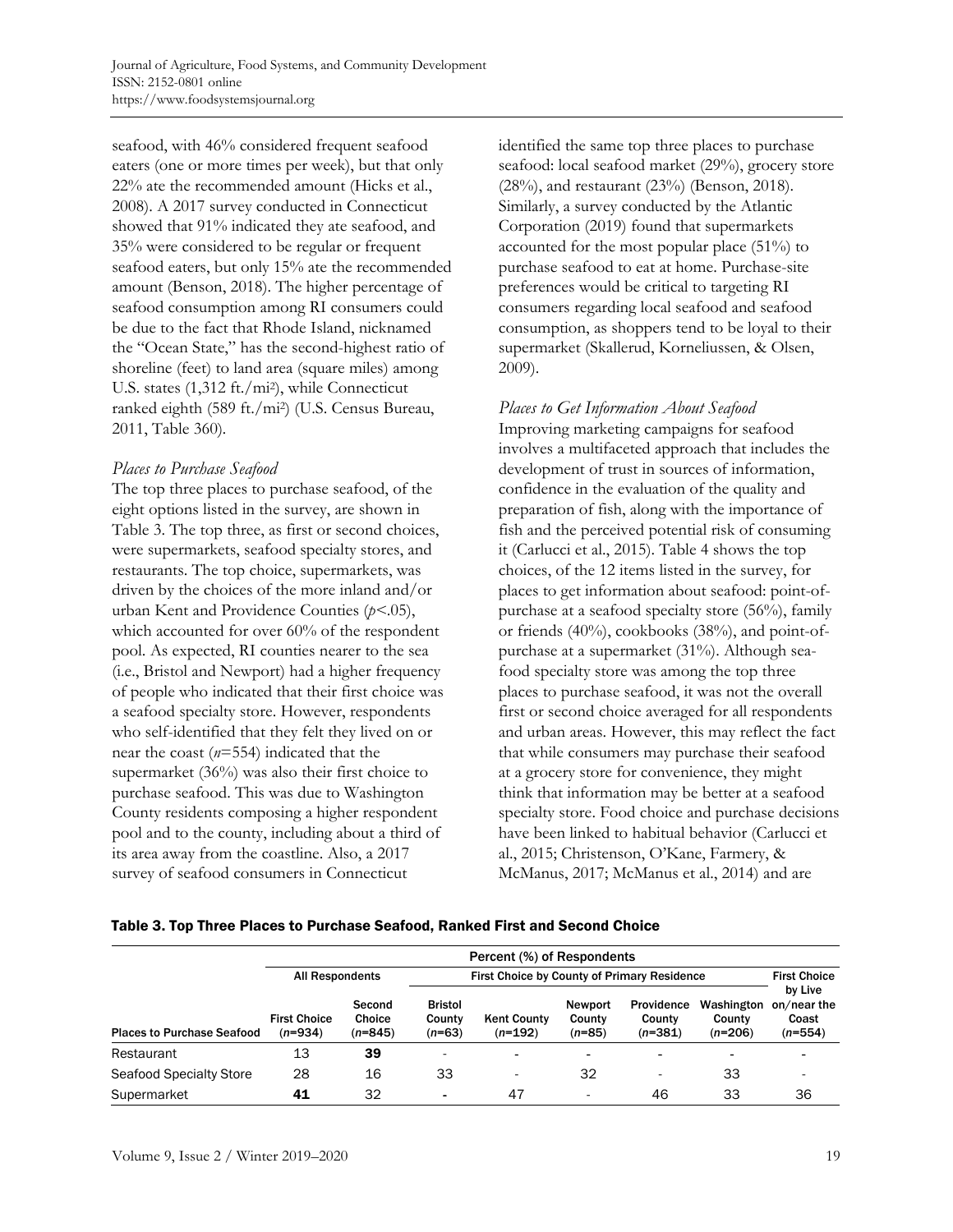seafood, with 46% considered frequent seafood eaters (one or more times per week), but that only 22% ate the recommended amount (Hicks et al., 2008). A 2017 survey conducted in Connecticut showed that 91% indicated they ate seafood, and 35% were considered to be regular or frequent seafood eaters, but only 15% ate the recommended amount (Benson, 2018). The higher percentage of seafood consumption among RI consumers could be due to the fact that Rhode Island, nicknamed the "Ocean State," has the second-highest ratio of shoreline (feet) to land area (square miles) among U.S. states (1,312 ft./mi$^2$), while Connecticut ranked eighth (589 ft./mi$^2$) (U.S. Census Bureau, 2011, Table 360).

*Places to Purchase Seafood*

The top three places to purchase seafood, of the eight options listed in the survey, are shown in Table 3. The top three, as first or second choices, were supermarkets, seafood specialty stores, and restaurants. The top choice, supermarkets, was driven by the choices of the more inland and/or urban Kent and Providence Counties ($p<.05$), which accounted for over 60% of the respondent pool. As expected, RI counties nearer to the sea (i.e., Bristol and Newport) had a higher frequency of people who indicated that their first choice was a seafood specialty store. However, respondents who self-identified that they felt they lived on or near the coast ($n$=554) indicated that the supermarket (36%) was also their first choice to purchase seafood. This was due to Washington County residents composing a higher respondent pool and to the county, including about a third of its area away from the coastline. Also, a 2017 survey of seafood consumers in Connecticut identified the same top three places to purchase seafood: local seafood market (29%), grocery store (28%), and restaurant (23%) (Benson, 2018). Similarly, a survey conducted by the Atlantic Corporation (2019) found that supermarkets accounted for the most popular place (51%) to purchase seafood to eat at home. Purchase-site preferences would be critical to targeting RI consumers regarding local seafood and seafood consumption, as shoppers tend to be loyal to their supermarket (Skallerud, Korneliussen, & Olsen, 2009).

*Places to Get Information About Seafood*

Improving marketing campaigns for seafood involves a multifaceted approach that includes the development of trust in sources of information, confidence in the evaluation of the quality and preparation of fish, along with the importance of fish and the perceived potential risk of consuming it (Carlucci et al., 2015). Table 4 shows the top choices, of the 12 items listed in the survey, for places to get information about seafood: point-of-purchase at a seafood specialty store (56%), family or friends (40%), cookbooks (38%), and point-of-purchase at a supermarket (31%). Although seafood specialty store was among the top three places to purchase seafood, it was not the overall first or second choice averaged for all respondents and urban areas. However, this may reflect the fact that while consumers may purchase their seafood at a grocery store for convenience, they might think that information may be better at a seafood specialty store. Food choice and purchase decisions have been linked to habitual behavior (Carlucci et al., 2015; Christenson, O'Kane, Farmery, & McManus, 2017; McManus et al., 2014) and are

**Table 3. Top Three Places to Purchase Seafood, Ranked First and Second Choice**

| | Percent (%) of Respondents | | | | | | | | |
|---|---|---|---|---|---|---|---|---|---|
| | All Respondents | | First Choice by County of Primary Residence | | | | | First Choice by Live on/near the Coast |
| Places to Purchase Seafood | First Choice ($n$=934) | Second Choice ($n$=845) | Bristol County ($n$=63) | Kent County ($n$=192) | Newport County ($n$=85) | Providence County ($n$=381) | Washington County ($n$=206) | ($n$=554) |
| Restaurant | 13 | **39** | - | - | - | - | - | - |
| Seafood Specialty Store | 28 | 16 | 33 | - | 32 | - | 33 | - |
| Supermarket | **41** | 32 | - | 47 | - | 46 | 33 | 36 |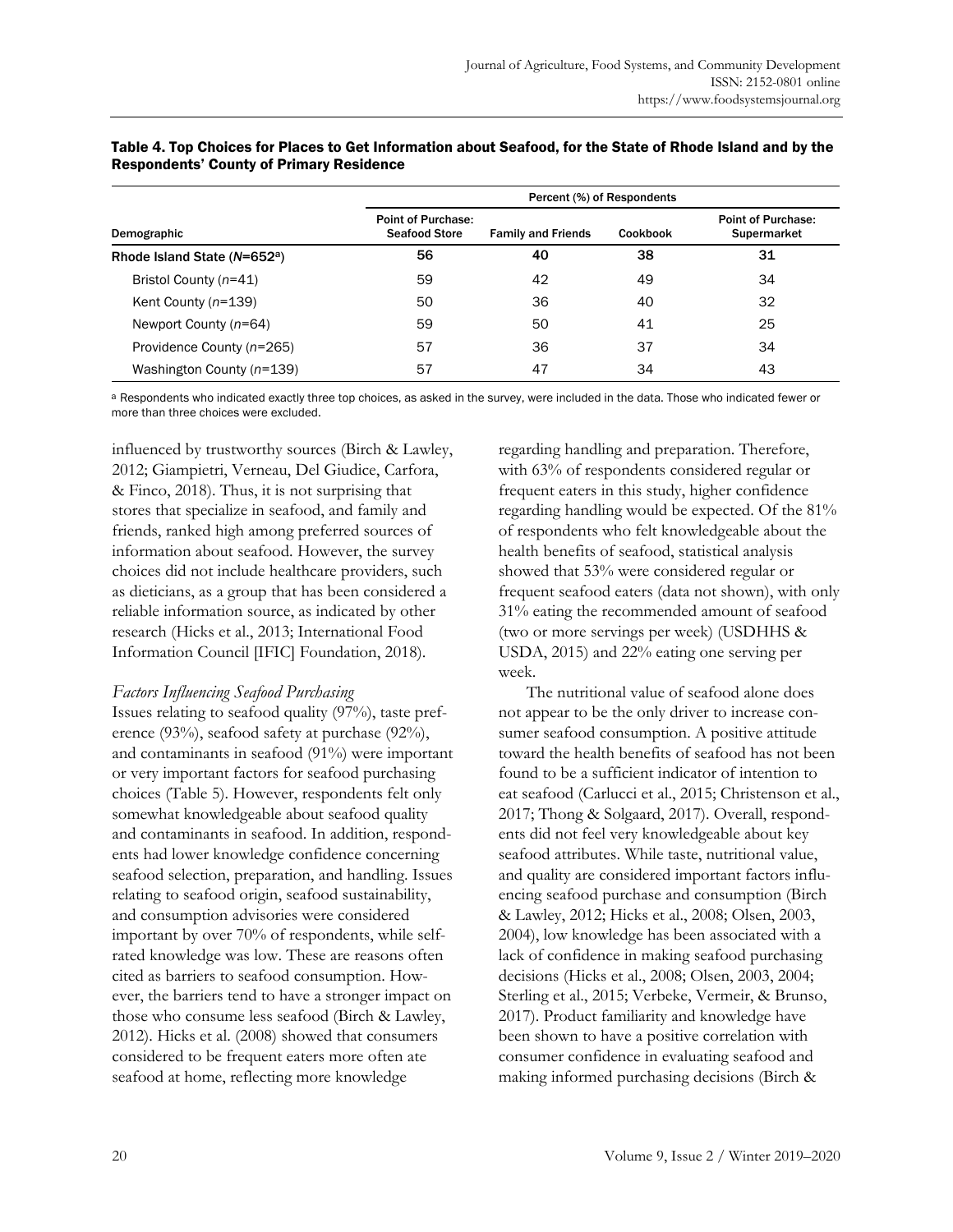Table 4. Top Choices for Places to Get Information about Seafood, for the State of Rhode Island and by the Respondents' County of Primary Residence

| Demographic | Percent (%) of Respondents | | | |
|---|---|---|---|---|
| | Point of Purchase: Seafood Store | Family and Friends | Cookbook | Point of Purchase: Supermarket |
| **Rhode Island State (*N*=652[a])** | **56** | **40** | **38** | **31** |
| Bristol County (*n*=41) | 59 | 42 | 49 | 34 |
| Kent County (*n*=139) | 50 | 36 | 40 | 32 |
| Newport County (*n*=64) | 59 | 50 | 41 | 25 |
| Providence County (*n*=265) | 57 | 36 | 37 | 34 |
| Washington County (*n*=139) | 57 | 47 | 34 | 43 |

[a] Respondents who indicated exactly three top choices, as asked in the survey, were included in the data. Those who indicated fewer or more than three choices were excluded.

influenced by trustworthy sources (Birch & Lawley, 2012; Giampietri, Verneau, Del Giudice, Carfora, & Finco, 2018). Thus, it is not surprising that stores that specialize in seafood, and family and friends, ranked high among preferred sources of information about seafood. However, the survey choices did not include healthcare providers, such as dieticians, as a group that has been considered a reliable information source, as indicated by other research (Hicks et al., 2013; International Food Information Council [IFIC] Foundation, 2018).

### *Factors Influencing Seafood Purchasing*

Issues relating to seafood quality (97%), taste preference (93%), seafood safety at purchase (92%), and contaminants in seafood (91%) were important or very important factors for seafood purchasing choices (Table 5). However, respondents felt only somewhat knowledgeable about seafood quality and contaminants in seafood. In addition, respondents had lower knowledge confidence concerning seafood selection, preparation, and handling. Issues relating to seafood origin, seafood sustainability, and consumption advisories were considered important by over 70% of respondents, while self-rated knowledge was low. These are reasons often cited as barriers to seafood consumption. However, the barriers tend to have a stronger impact on those who consume less seafood (Birch & Lawley, 2012). Hicks et al. (2008) showed that consumers considered to be frequent eaters more often ate seafood at home, reflecting more knowledge regarding handling and preparation. Therefore, with 63% of respondents considered regular or frequent eaters in this study, higher confidence regarding handling would be expected. Of the 81% of respondents who felt knowledgeable about the health benefits of seafood, statistical analysis showed that 53% were considered regular or frequent seafood eaters (data not shown), with only 31% eating the recommended amount of seafood (two or more servings per week) (USDHHS & USDA, 2015) and 22% eating one serving per week.

The nutritional value of seafood alone does not appear to be the only driver to increase consumer seafood consumption. A positive attitude toward the health benefits of seafood has not been found to be a sufficient indicator of intention to eat seafood (Carlucci et al., 2015; Christenson et al., 2017; Thong & Solgaard, 2017). Overall, respondents did not feel very knowledgeable about key seafood attributes. While taste, nutritional value, and quality are considered important factors influencing seafood purchase and consumption (Birch & Lawley, 2012; Hicks et al., 2008; Olsen, 2003, 2004), low knowledge has been associated with a lack of confidence in making seafood purchasing decisions (Hicks et al., 2008; Olsen, 2003, 2004; Sterling et al., 2015; Verbeke, Vermeir, & Brunso, 2017). Product familiarity and knowledge have been shown to have a positive correlation with consumer confidence in evaluating seafood and making informed purchasing decisions (Birch &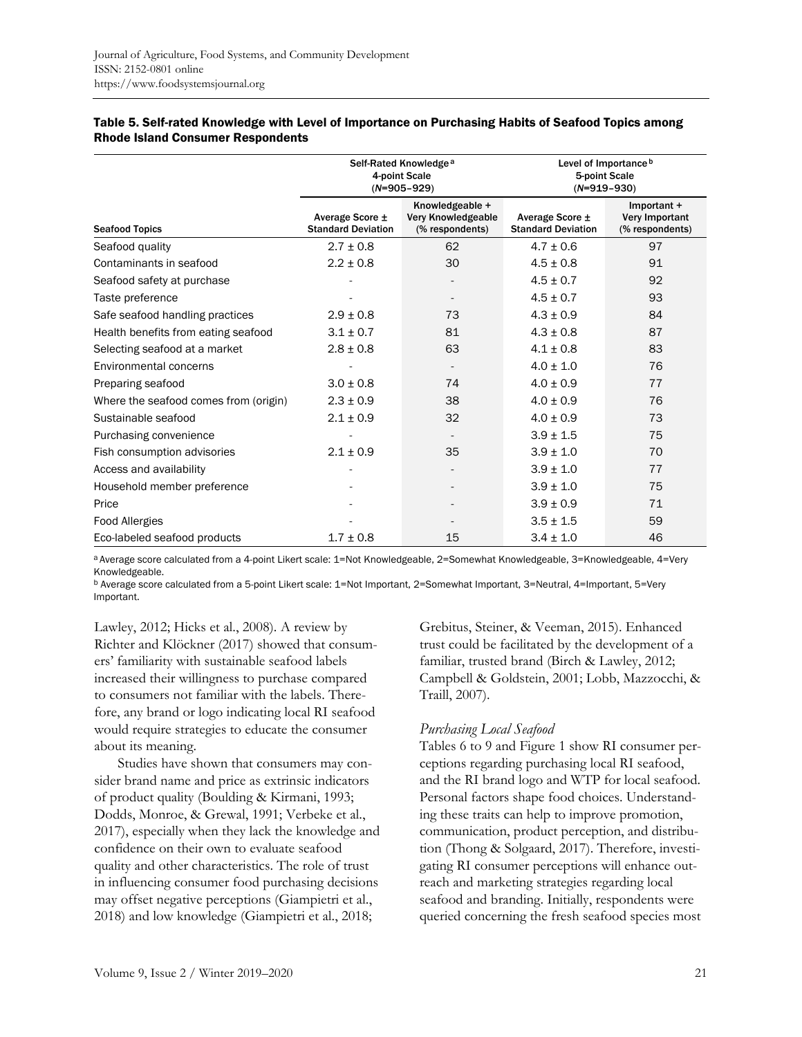**Table 5. Self-rated Knowledge with Level of Importance on Purchasing Habits of Seafood Topics among Rhode Island Consumer Respondents**

| | Self-Rated Knowledge[a] 4-point Scale (N=905–929) | | Level of Importance[b] 5-point Scale (N=919–930) | |
|---|---|---|---|---|
| Seafood Topics | Average Score ± Standard Deviation | Knowledgeable + Very Knowledgeable (% respondents) | Average Score ± Standard Deviation | Important + Very Important (% respondents) |
| Seafood quality | 2.7 ± 0.8 | 62 | 4.7 ± 0.6 | 97 |
| Contaminants in seafood | 2.2 ± 0.8 | 30 | 4.5 ± 0.8 | 91 |
| Seafood safety at purchase | - | - | 4.5 ± 0.7 | 92 |
| Taste preference | - | - | 4.5 ± 0.7 | 93 |
| Safe seafood handling practices | 2.9 ± 0.8 | 73 | 4.3 ± 0.9 | 84 |
| Health benefits from eating seafood | 3.1 ± 0.7 | 81 | 4.3 ± 0.8 | 87 |
| Selecting seafood at a market | 2.8 ± 0.8 | 63 | 4.1 ± 0.8 | 83 |
| Environmental concerns | - | - | 4.0 ± 1.0 | 76 |
| Preparing seafood | 3.0 ± 0.8 | 74 | 4.0 ± 0.9 | 77 |
| Where the seafood comes from (origin) | 2.3 ± 0.9 | 38 | 4.0 ± 0.9 | 76 |
| Sustainable seafood | 2.1 ± 0.9 | 32 | 4.0 ± 0.9 | 73 |
| Purchasing convenience | - | - | 3.9 ± 1.5 | 75 |
| Fish consumption advisories | 2.1 ± 0.9 | 35 | 3.9 ± 1.0 | 70 |
| Access and availability | - | - | 3.9 ± 1.0 | 77 |
| Household member preference | - | - | 3.9 ± 1.0 | 75 |
| Price | - | - | 3.9 ± 0.9 | 71 |
| Food Allergies | - | - | 3.5 ± 1.5 | 59 |
| Eco-labeled seafood products | 1.7 ± 0.8 | 15 | 3.4 ± 1.0 | 46 |

[a] Average score calculated from a 4-point Likert scale: 1=Not Knowledgeable, 2=Somewhat Knowledgeable, 3=Knowledgeable, 4=Very Knowledgeable.

[b] Average score calculated from a 5-point Likert scale: 1=Not Important, 2=Somewhat Important, 3=Neutral, 4=Important, 5=Very Important.

Lawley, 2012; Hicks et al., 2008). A review by Richter and Klöckner (2017) showed that consumers' familiarity with sustainable seafood labels increased their willingness to purchase compared to consumers not familiar with the labels. Therefore, any brand or logo indicating local RI seafood would require strategies to educate the consumer about its meaning.

Studies have shown that consumers may consider brand name and price as extrinsic indicators of product quality (Boulding & Kirmani, 1993; Dodds, Monroe, & Grewal, 1991; Verbeke et al., 2017), especially when they lack the knowledge and confidence on their own to evaluate seafood quality and other characteristics. The role of trust in influencing consumer food purchasing decisions may offset negative perceptions (Giampietri et al., 2018) and low knowledge (Giampietri et al., 2018; Grebitus, Steiner, & Veeman, 2015). Enhanced trust could be facilitated by the development of a familiar, trusted brand (Birch & Lawley, 2012; Campbell & Goldstein, 2001; Lobb, Mazzocchi, & Traill, 2007).

*Purchasing Local Seafood*

Tables 6 to 9 and Figure 1 show RI consumer perceptions regarding purchasing local RI seafood, and the RI brand logo and WTP for local seafood. Personal factors shape food choices. Understanding these traits can help to improve promotion, communication, product perception, and distribution (Thong & Solgaard, 2017). Therefore, investigating RI consumer perceptions will enhance outreach and marketing strategies regarding local seafood and branding. Initially, respondents were queried concerning the fresh seafood species most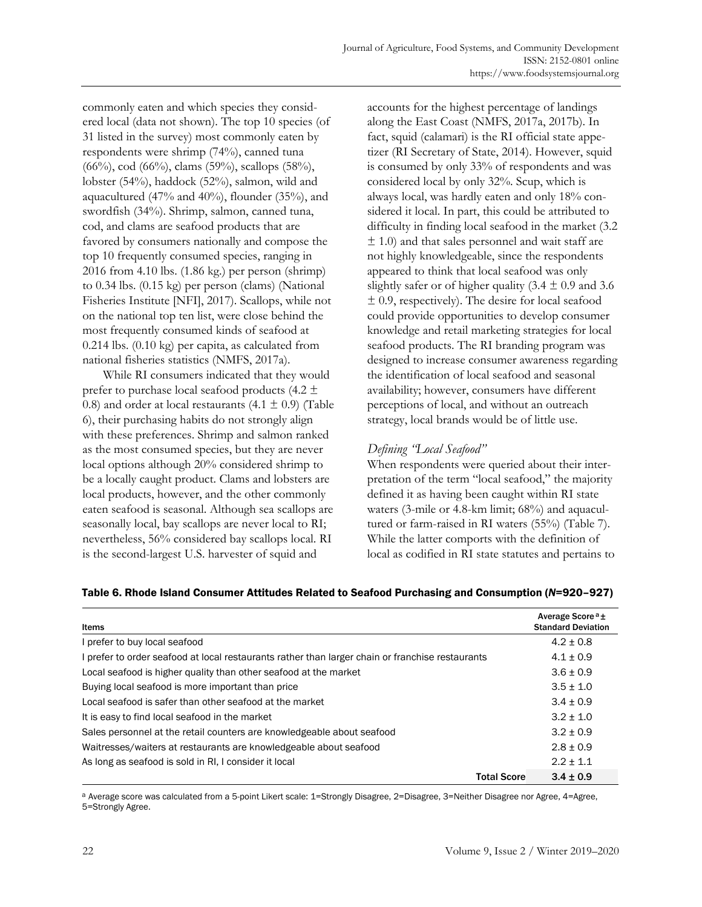commonly eaten and which species they considered local (data not shown). The top 10 species (of 31 listed in the survey) most commonly eaten by respondents were shrimp (74%), canned tuna (66%), cod (66%), clams (59%), scallops (58%), lobster (54%), haddock (52%), salmon, wild and aquacultured (47% and 40%), flounder (35%), and swordfish (34%). Shrimp, salmon, canned tuna, cod, and clams are seafood products that are favored by consumers nationally and compose the top 10 frequently consumed species, ranging in 2016 from 4.10 lbs. (1.86 kg.) per person (shrimp) to 0.34 lbs. (0.15 kg) per person (clams) (National Fisheries Institute [NFI], 2017). Scallops, while not on the national top ten list, were close behind the most frequently consumed kinds of seafood at 0.214 lbs. (0.10 kg) per capita, as calculated from national fisheries statistics (NMFS, 2017a).

While RI consumers indicated that they would prefer to purchase local seafood products (4.2 ± 0.8) and order at local restaurants (4.1 ± 0.9) (Table 6), their purchasing habits do not strongly align with these preferences. Shrimp and salmon ranked as the most consumed species, but they are never local options although 20% considered shrimp to be a locally caught product. Clams and lobsters are local products, however, and the other commonly eaten seafood is seasonal. Although sea scallops are seasonally local, bay scallops are never local to RI; nevertheless, 56% considered bay scallops local. RI is the second-largest U.S. harvester of squid and accounts for the highest percentage of landings along the East Coast (NMFS, 2017a, 2017b). In fact, squid (calamari) is the RI official state appetizer (RI Secretary of State, 2014). However, squid is consumed by only 33% of respondents and was considered local by only 32%. Scup, which is always local, was hardly eaten and only 18% considered it local. In part, this could be attributed to difficulty in finding local seafood in the market (3.2 ± 1.0) and that sales personnel and wait staff are not highly knowledgeable, since the respondents appeared to think that local seafood was only slightly safer or of higher quality (3.4 ± 0.9 and 3.6 ± 0.9, respectively). The desire for local seafood could provide opportunities to develop consumer knowledge and retail marketing strategies for local seafood products. The RI branding program was designed to increase consumer awareness regarding the identification of local seafood and seasonal availability; however, consumers have different perceptions of local, and without an outreach strategy, local brands would be of little use.

### *Defining "Local Seafood"*

When respondents were queried about their interpretation of the term "local seafood," the majority defined it as having been caught within RI state waters (3-mile or 4.8-km limit; 68%) and aquacultured or farm-raised in RI waters (55%) (Table 7). While the latter comports with the definition of local as codified in RI state statutes and pertains to

**Table 6. Rhode Island Consumer Attitudes Related to Seafood Purchasing and Consumption (*N*=920–927)**

| Items | Average Score[a] ± Standard Deviation |
|---|---|
| I prefer to buy local seafood | 4.2 ± 0.8 |
| I prefer to order seafood at local restaurants rather than larger chain or franchise restaurants | 4.1 ± 0.9 |
| Local seafood is higher quality than other seafood at the market | 3.6 ± 0.9 |
| Buying local seafood is more important than price | 3.5 ± 1.0 |
| Local seafood is safer than other seafood at the market | 3.4 ± 0.9 |
| It is easy to find local seafood in the market | 3.2 ± 1.0 |
| Sales personnel at the retail counters are knowledgeable about seafood | 3.2 ± 0.9 |
| Waitresses/waiters at restaurants are knowledgeable about seafood | 2.8 ± 0.9 |
| As long as seafood is sold in RI, I consider it local | 2.2 ± 1.1 |
| **Total Score** | **3.4 ± 0.9** |

[a] Average score was calculated from a 5-point Likert scale: 1=Strongly Disagree, 2=Disagree, 3=Neither Disagree nor Agree, 4=Agree, 5=Strongly Agree.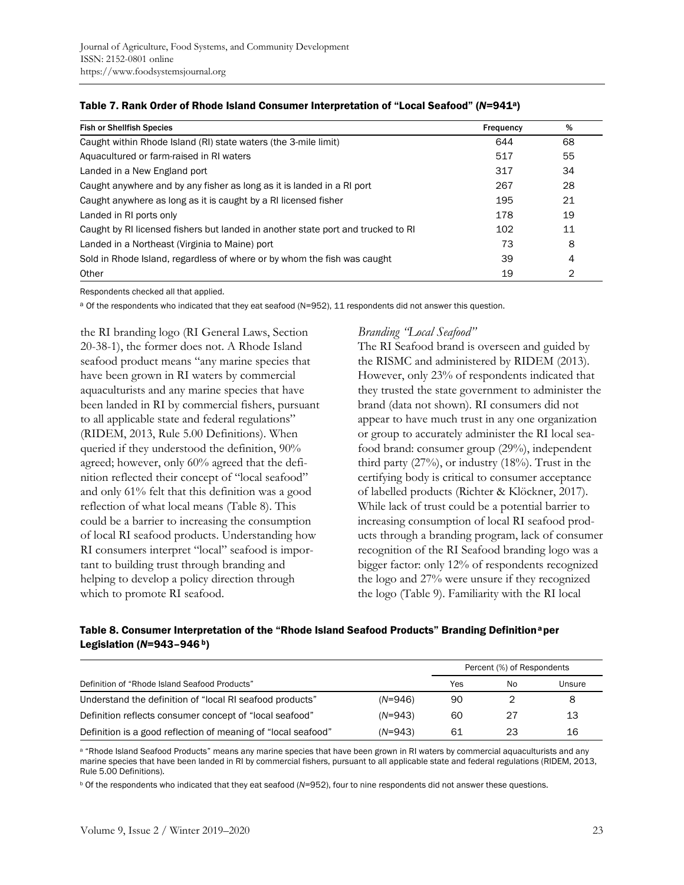**Table 7. Rank Order of Rhode Island Consumer Interpretation of "Local Seafood" (*N*=941[a])**

| Fish or Shellfish Species | Frequency | % |
|---|---|---|
| Caught within Rhode Island (RI) state waters (the 3-mile limit) | 644 | 68 |
| Aquacultured or farm-raised in RI waters | 517 | 55 |
| Landed in a New England port | 317 | 34 |
| Caught anywhere and by any fisher as long as it is landed in a RI port | 267 | 28 |
| Caught anywhere as long as it is caught by a RI licensed fisher | 195 | 21 |
| Landed in RI ports only | 178 | 19 |
| Caught by RI licensed fishers but landed in another state port and trucked to RI | 102 | 11 |
| Landed in a Northeast (Virginia to Maine) port | 73 | 8 |
| Sold in Rhode Island, regardless of where or by whom the fish was caught | 39 | 4 |
| Other | 19 | 2 |

Respondents checked all that applied.

[a] Of the respondents who indicated that they eat seafood (N=952), 11 respondents did not answer this question.

the RI branding logo (RI General Laws, Section 20-38-1), the former does not. A Rhode Island seafood product means "any marine species that have been grown in RI waters by commercial aquaculturists and any marine species that have been landed in RI by commercial fishers, pursuant to all applicable state and federal regulations" (RIDEM, 2013, Rule 5.00 Definitions). When queried if they understood the definition, 90% agreed; however, only 60% agreed that the definition reflected their concept of "local seafood" and only 61% felt that this definition was a good reflection of what local means (Table 8). This could be a barrier to increasing the consumption of local RI seafood products. Understanding how RI consumers interpret "local" seafood is important to building trust through branding and helping to develop a policy direction through which to promote RI seafood.

### *Branding "Local Seafood"*

The RI Seafood brand is overseen and guided by the RISMC and administered by RIDEM (2013). However, only 23% of respondents indicated that they trusted the state government to administer the brand (data not shown). RI consumers did not appear to have much trust in any one organization or group to accurately administer the RI local seafood brand: consumer group (29%), independent third party (27%), or industry (18%). Trust in the certifying body is critical to consumer acceptance of labelled products (Richter & Klöckner, 2017). While lack of trust could be a potential barrier to increasing consumption of local RI seafood products through a branding program, lack of consumer recognition of the RI Seafood branding logo was a bigger factor: only 12% of respondents recognized the logo and 27% were unsure if they recognized the logo (Table 9). Familiarity with the RI local

**Table 8. Consumer Interpretation of the "Rhode Island Seafood Products" Branding Definition[a] per Legislation (*N*=943–946[b])**

| | | Percent (%) of Respondents | | |
|---|---|---|---|---|
| Definition of "Rhode Island Seafood Products" | | Yes | No | Unsure |
| Understand the definition of "local RI seafood products" | (*N*=946) | 90 | 2 | 8 |
| Definition reflects consumer concept of "local seafood" | (*N*=943) | 60 | 27 | 13 |
| Definition is a good reflection of meaning of "local seafood" | (*N*=943) | 61 | 23 | 16 |

[a] "Rhode Island Seafood Products" means any marine species that have been grown in RI waters by commercial aquaculturists and any marine species that have been landed in RI by commercial fishers, pursuant to all applicable state and federal regulations (RIDEM, 2013, Rule 5.00 Definitions).

[b] Of the respondents who indicated that they eat seafood (*N*=952), four to nine respondents did not answer these questions.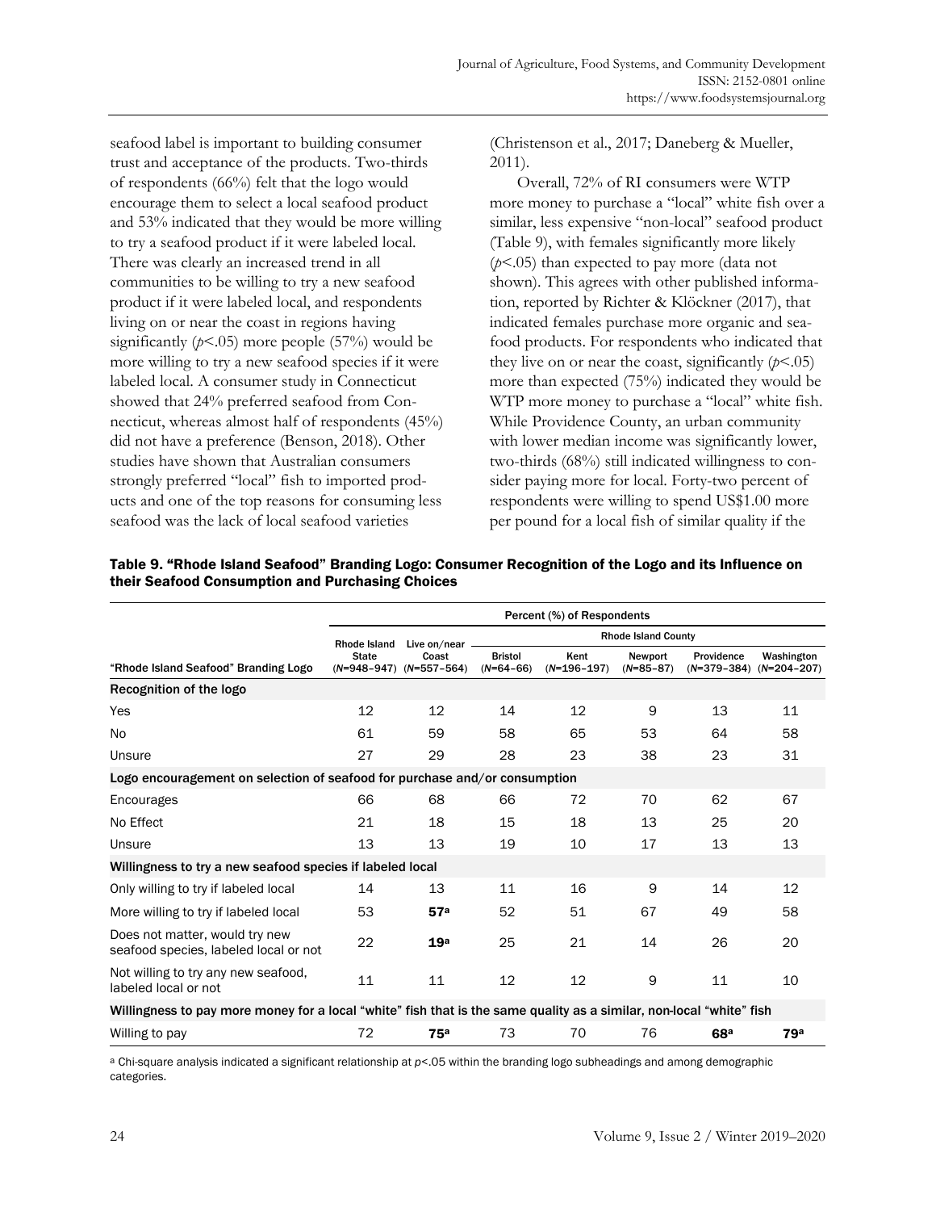seafood label is important to building consumer trust and acceptance of the products. Two-thirds of respondents (66%) felt that the logo would encourage them to select a local seafood product and 53% indicated that they would be more willing to try a seafood product if it were labeled local. There was clearly an increased trend in all communities to be willing to try a new seafood product if it were labeled local, and respondents living on or near the coast in regions having significantly ($p$<.05) more people (57%) would be more willing to try a new seafood species if it were labeled local. A consumer study in Connecticut showed that 24% preferred seafood from Connecticut, whereas almost half of respondents (45%) did not have a preference (Benson, 2018). Other studies have shown that Australian consumers strongly preferred "local" fish to imported products and one of the top reasons for consuming less seafood was the lack of local seafood varieties (Christenson et al., 2017; Daneberg & Mueller, 2011).

Overall, 72% of RI consumers were WTP more money to purchase a "local" white fish over a similar, less expensive "non-local" seafood product (Table 9), with females significantly more likely ($p$<.05) than expected to pay more (data not shown). This agrees with other published information, reported by Richter & Klöckner (2017), that indicated females purchase more organic and seafood products. For respondents who indicated that they live on or near the coast, significantly ($p$<.05) more than expected (75%) indicated they would be WTP more money to purchase a "local" white fish. While Providence County, an urban community with lower median income was significantly lower, two-thirds (68%) still indicated willingness to consider paying more for local. Forty-two percent of respondents were willing to spend US$1.00 more per pound for a local fish of similar quality if the

**Table 9. "Rhode Island Seafood" Branding Logo: Consumer Recognition of the Logo and its Influence on their Seafood Consumption and Purchasing Choices**

| | Percent (%) of Respondents | | | | | | |
|---|---|---|---|---|---|---|---|
| | | | Rhode Island County | | | | |
| "Rhode Island Seafood" Branding Logo | Rhode Island State (N=948–947) | Live on/near Coast (N=557–564) | Bristol (N=64–66) | Kent (N=196–197) | Newport (N=85–87) | Providence (N=379–384) | Washington (N=204–207) |
| **Recognition of the logo** | | | | | | | |
| Yes | 12 | 12 | 14 | 12 | 9 | 13 | 11 |
| No | 61 | 59 | 58 | 65 | 53 | 64 | 58 |
| Unsure | 27 | 29 | 28 | 23 | 38 | 23 | 31 |
| **Logo encouragement on selection of seafood for purchase and/or consumption** | | | | | | | |
| Encourages | 66 | 68 | 66 | 72 | 70 | 62 | 67 |
| No Effect | 21 | 18 | 15 | 18 | 13 | 25 | 20 |
| Unsure | 13 | 13 | 19 | 10 | 17 | 13 | 13 |
| **Willingness to try a new seafood species if labeled local** | | | | | | | |
| Only willing to try if labeled local | 14 | 13 | 11 | 16 | 9 | 14 | 12 |
| More willing to try if labeled local | 53 | **57**[a] | 52 | 51 | 67 | 49 | 58 |
| Does not matter, would try new seafood species, labeled local or not | 22 | **19**[a] | 25 | 21 | 14 | 26 | 20 |
| Not willing to try any new seafood, labeled local or not | 11 | 11 | 12 | 12 | 9 | 11 | 10 |
| **Willingness to pay more money for a local "white" fish that is the same quality as a similar, non-local "white" fish** | | | | | | | |
| Willing to pay | 72 | **75**[a] | 73 | 70 | 76 | **68**[a] | **79**[a] |

[a] Chi-square analysis indicated a significant relationship at $p$<.05 within the branding logo subheadings and among demographic categories.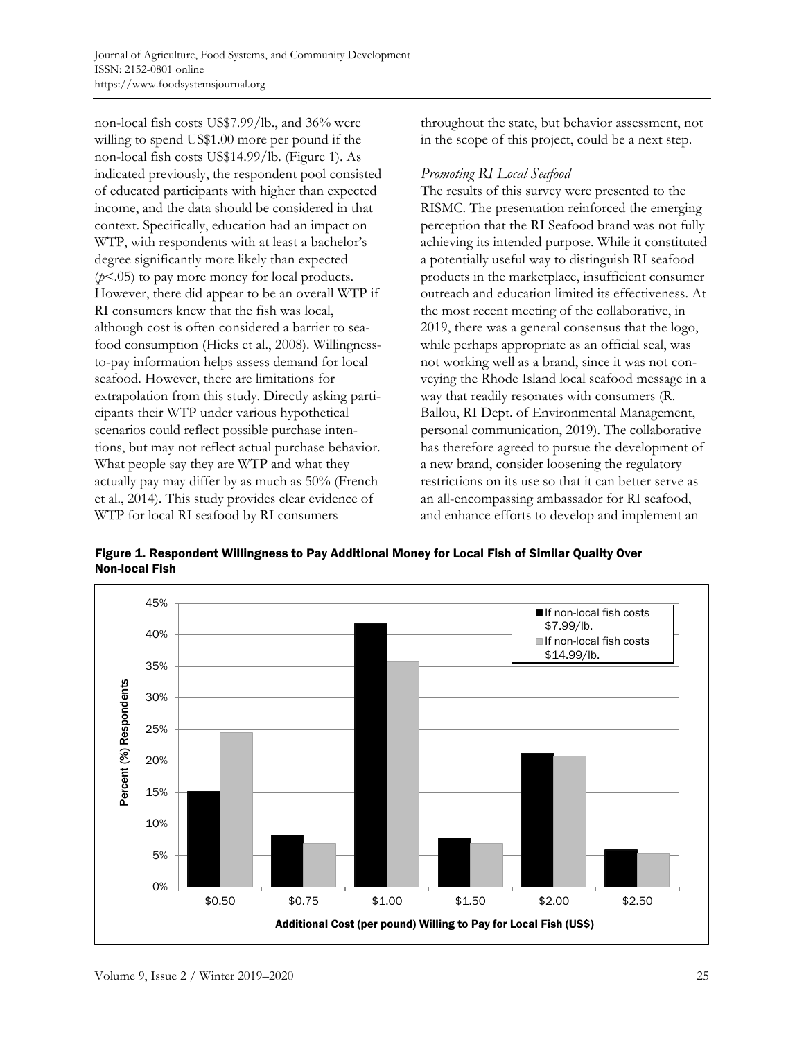non-local fish costs US$7.99/lb., and 36% were willing to spend US$1.00 more per pound if the non-local fish costs US$14.99/lb. (Figure 1). As indicated previously, the respondent pool consisted of educated participants with higher than expected income, and the data should be considered in that context. Specifically, education had an impact on WTP, with respondents with at least a bachelor's degree significantly more likely than expected ($p$<.05) to pay more money for local products. However, there did appear to be an overall WTP if RI consumers knew that the fish was local, although cost is often considered a barrier to seafood consumption (Hicks et al., 2008). Willingness-to-pay information helps assess demand for local seafood. However, there are limitations for extrapolation from this study. Directly asking participants their WTP under various hypothetical scenarios could reflect possible purchase intentions, but may not reflect actual purchase behavior. What people say they are WTP and what they actually pay may differ by as much as 50% (French et al., 2014). This study provides clear evidence of WTP for local RI seafood by RI consumers throughout the state, but behavior assessment, not in the scope of this project, could be a next step.

### *Promoting RI Local Seafood*

The results of this survey were presented to the RISMC. The presentation reinforced the emerging perception that the RI Seafood brand was not fully achieving its intended purpose. While it constituted a potentially useful way to distinguish RI seafood products in the marketplace, insufficient consumer outreach and education limited its effectiveness. At the most recent meeting of the collaborative, in 2019, there was a general consensus that the logo, while perhaps appropriate as an official seal, was not working well as a brand, since it was not conveying the Rhode Island local seafood message in a way that readily resonates with consumers (R. Ballou, RI Dept. of Environmental Management, personal communication, 2019). The collaborative has therefore agreed to pursue the development of a new brand, consider loosening the regulatory restrictions on its use so that it can better serve as an all-encompassing ambassador for RI seafood, and enhance efforts to develop and implement an

**Figure 1. Respondent Willingness to Pay Additional Money for Local Fish of Similar Quality Over Non-local Fish**

| Additional Cost (per pound) Willing to Pay for Local Fish (US$) | If non-local fish costs $7.99/lb. | If non-local fish costs $14.99/lb. |
|---|---|---|
| $0.50 | ~15% | ~24.5% |
| $0.75 | ~8% | ~7% |
| $1.00 | ~42% | ~36% |
| $1.50 | ~8% | ~7% |
| $2.00 | ~21% | ~21% |
| $2.50 | ~6% | ~5% |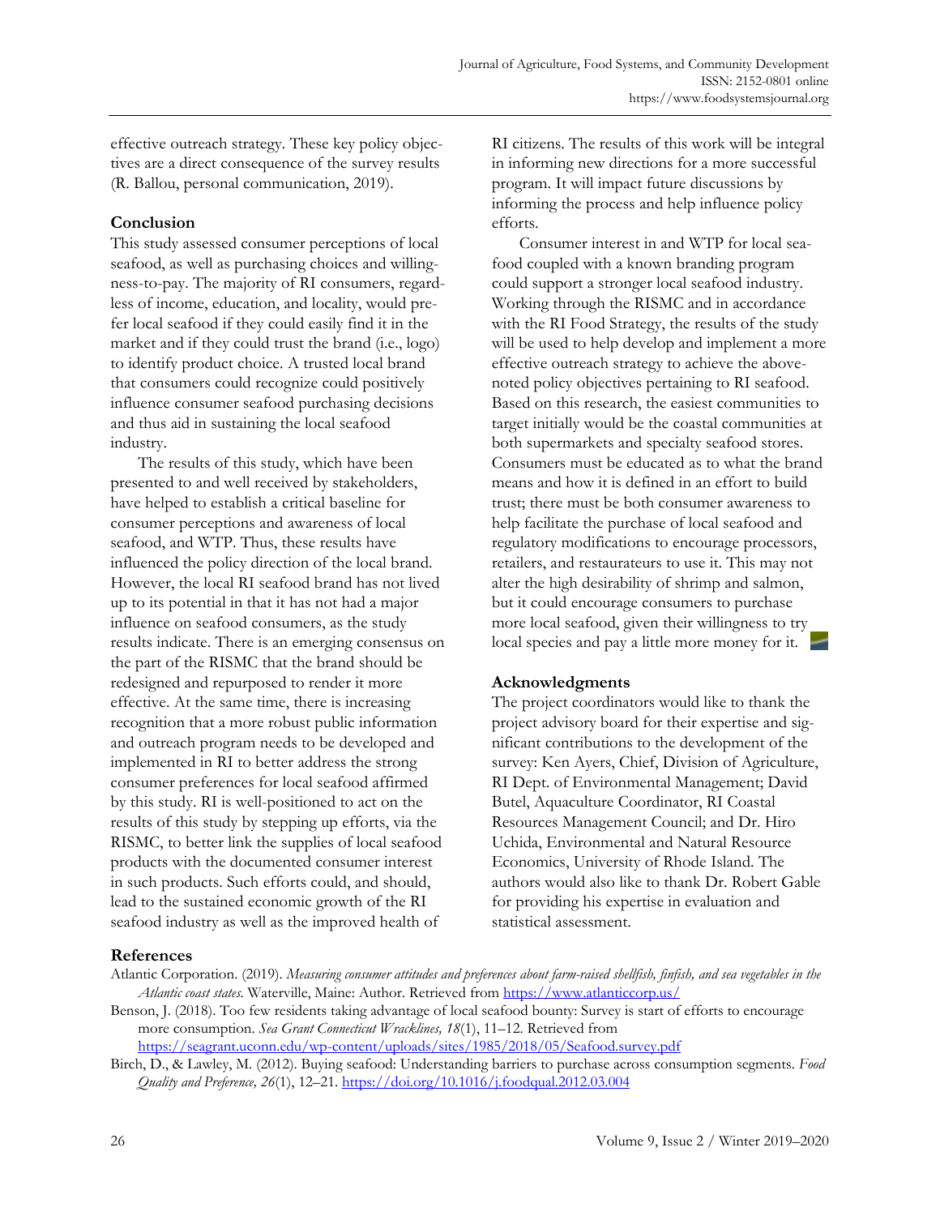effective outreach strategy. These key policy objectives are a direct consequence of the survey results (R. Ballou, personal communication, 2019).

## Conclusion

This study assessed consumer perceptions of local seafood, as well as purchasing choices and willingness-to-pay. The majority of RI consumers, regardless of income, education, and locality, would prefer local seafood if they could easily find it in the market and if they could trust the brand (i.e., logo) to identify product choice. A trusted local brand that consumers could recognize could positively influence consumer seafood purchasing decisions and thus aid in sustaining the local seafood industry.

The results of this study, which have been presented to and well received by stakeholders, have helped to establish a critical baseline for consumer perceptions and awareness of local seafood, and WTP. Thus, these results have influenced the policy direction of the local brand. However, the local RI seafood brand has not lived up to its potential in that it has not had a major influence on seafood consumers, as the study results indicate. There is an emerging consensus on the part of the RISMC that the brand should be redesigned and repurposed to render it more effective. At the same time, there is increasing recognition that a more robust public information and outreach program needs to be developed and implemented in RI to better address the strong consumer preferences for local seafood affirmed by this study. RI is well-positioned to act on the results of this study by stepping up efforts, via the RISMC, to better link the supplies of local seafood products with the documented consumer interest in such products. Such efforts could, and should, lead to the sustained economic growth of the RI seafood industry as well as the improved health of RI citizens. The results of this work will be integral in informing new directions for a more successful program. It will impact future discussions by informing the process and help influence policy efforts.

Consumer interest in and WTP for local seafood coupled with a known branding program could support a stronger local seafood industry. Working through the RISMC and in accordance with the RI Food Strategy, the results of the study will be used to help develop and implement a more effective outreach strategy to achieve the above-noted policy objectives pertaining to RI seafood. Based on this research, the easiest communities to target initially would be the coastal communities at both supermarkets and specialty seafood stores. Consumers must be educated as to what the brand means and how it is defined in an effort to build trust; there must be both consumer awareness to help facilitate the purchase of local seafood and regulatory modifications to encourage processors, retailers, and restaurateurs to use it. This may not alter the high desirability of shrimp and salmon, but it could encourage consumers to purchase more local seafood, given their willingness to try local species and pay a little more money for it.

## Acknowledgments

The project coordinators would like to thank the project advisory board for their expertise and significant contributions to the development of the survey: Ken Ayers, Chief, Division of Agriculture, RI Dept. of Environmental Management; David Butel, Aquaculture Coordinator, RI Coastal Resources Management Council; and Dr. Hiro Uchida, Environmental and Natural Resource Economics, University of Rhode Island. The authors would also like to thank Dr. Robert Gable for providing his expertise in evaluation and statistical assessment.

## References

Atlantic Corporation. (2019). *Measuring consumer attitudes and preferences about farm-raised shellfish, finfish, and sea vegetables in the Atlantic coast states.* Waterville, Maine: Author. Retrieved from https://www.atlanticcorp.us/

Benson, J. (2018). Too few residents taking advantage of local seafood bounty: Survey is start of efforts to encourage more consumption. *Sea Grant Connecticut Wracklines, 18*(1), 11–12. Retrieved from https://seagrant.uconn.edu/wp-content/uploads/sites/1985/2018/05/Seafood.survey.pdf

Birch, D., & Lawley, M. (2012). Buying seafood: Understanding barriers to purchase across consumption segments. *Food Quality and Preference, 26*(1), 12–21. https://doi.org/10.1016/j.foodqual.2012.03.004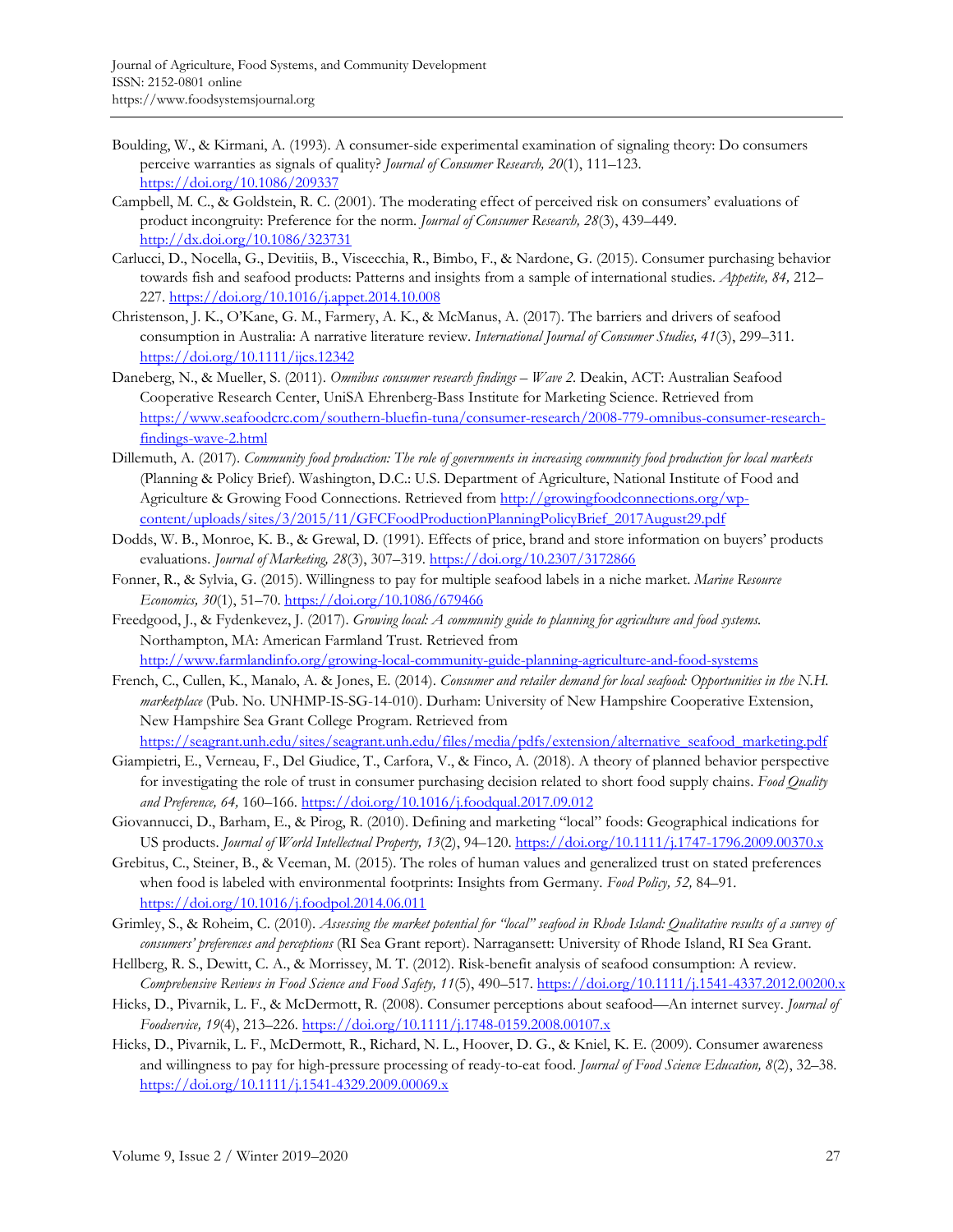Boulding, W., & Kirmani, A. (1993). A consumer-side experimental examination of signaling theory: Do consumers perceive warranties as signals of quality? *Journal of Consumer Research, 20*(1), 111–123. https://doi.org/10.1086/209337

Campbell, M. C., & Goldstein, R. C. (2001). The moderating effect of perceived risk on consumers' evaluations of product incongruity: Preference for the norm. *Journal of Consumer Research, 28*(3), 439–449. http://dx.doi.org/10.1086/323731

Carlucci, D., Nocella, G., Devitiis, B., Viscecchia, R., Bimbo, F., & Nardone, G. (2015). Consumer purchasing behavior towards fish and seafood products: Patterns and insights from a sample of international studies. *Appetite, 84,* 212–227. https://doi.org/10.1016/j.appet.2014.10.008

Christenson, J. K., O'Kane, G. M., Farmery, A. K., & McManus, A. (2017). The barriers and drivers of seafood consumption in Australia: A narrative literature review. *International Journal of Consumer Studies, 41*(3), 299–311. https://doi.org/10.1111/ijcs.12342

Daneberg, N., & Mueller, S. (2011). *Omnibus consumer research findings – Wave 2.* Deakin, ACT: Australian Seafood Cooperative Research Center, UniSA Ehrenberg-Bass Institute for Marketing Science. Retrieved from https://www.seafoodcrc.com/southern-bluefin-tuna/consumer-research/2008-779-omnibus-consumer-research-findings-wave-2.html

Dillemuth, A. (2017). *Community food production: The role of governments in increasing community food production for local markets* (Planning & Policy Brief). Washington, D.C.: U.S. Department of Agriculture, National Institute of Food and Agriculture & Growing Food Connections. Retrieved from http://growingfoodconnections.org/wp-content/uploads/sites/3/2015/11/GFCFoodProductionPlanningPolicyBrief_2017August29.pdf

Dodds, W. B., Monroe, K. B., & Grewal, D. (1991). Effects of price, brand and store information on buyers' products evaluations. *Journal of Marketing, 28*(3), 307–319. https://doi.org/10.2307/3172866

Fonner, R., & Sylvia, G. (2015). Willingness to pay for multiple seafood labels in a niche market. *Marine Resource Economics, 30*(1), 51–70. https://doi.org/10.1086/679466

Freedgood, J., & Fydenkevez, J. (2017). *Growing local: A community guide to planning for agriculture and food systems.* Northampton, MA: American Farmland Trust. Retrieved from http://www.farmlandinfo.org/growing-local-community-guide-planning-agriculture-and-food-systems

French, C., Cullen, K., Manalo, A. & Jones, E. (2014). *Consumer and retailer demand for local seafood: Opportunities in the N.H. marketplace* (Pub. No. UNHMP-IS-SG-14-010). Durham: University of New Hampshire Cooperative Extension, New Hampshire Sea Grant College Program. Retrieved from https://seagrant.unh.edu/sites/seagrant.unh.edu/files/media/pdfs/extension/alternative_seafood_marketing.pdf

Giampietri, E., Verneau, F., Del Giudice, T., Carfora, V., & Finco, A. (2018). A theory of planned behavior perspective for investigating the role of trust in consumer purchasing decision related to short food supply chains. *Food Quality and Preference, 64,* 160–166. https://doi.org/10.1016/j.foodqual.2017.09.012

Giovannucci, D., Barham, E., & Pirog, R. (2010). Defining and marketing "local" foods: Geographical indications for US products. *Journal of World Intellectual Property, 13*(2), 94–120. https://doi.org/10.1111/j.1747-1796.2009.00370.x

Grebitus, C., Steiner, B., & Veeman, M. (2015). The roles of human values and generalized trust on stated preferences when food is labeled with environmental footprints: Insights from Germany. *Food Policy, 52,* 84–91. https://doi.org/10.1016/j.foodpol.2014.06.011

Grimley, S., & Roheim, C. (2010). *Assessing the market potential for "local" seafood in Rhode Island: Qualitative results of a survey of consumers' preferences and perceptions* (RI Sea Grant report). Narragansett: University of Rhode Island, RI Sea Grant.

Hellberg, R. S., Dewitt, C. A., & Morrissey, M. T. (2012). Risk-benefit analysis of seafood consumption: A review. *Comprehensive Reviews in Food Science and Food Safety, 11*(5), 490–517. https://doi.org/10.1111/j.1541-4337.2012.00200.x

Hicks, D., Pivarnik, L. F., & McDermott, R. (2008). Consumer perceptions about seafood—An internet survey. *Journal of Foodservice, 19*(4), 213–226. https://doi.org/10.1111/j.1748-0159.2008.00107.x

Hicks, D., Pivarnik, L. F., McDermott, R., Richard, N. L., Hoover, D. G., & Kniel, K. E. (2009). Consumer awareness and willingness to pay for high-pressure processing of ready-to-eat food. *Journal of Food Science Education, 8*(2), 32–38. https://doi.org/10.1111/j.1541-4329.2009.00069.x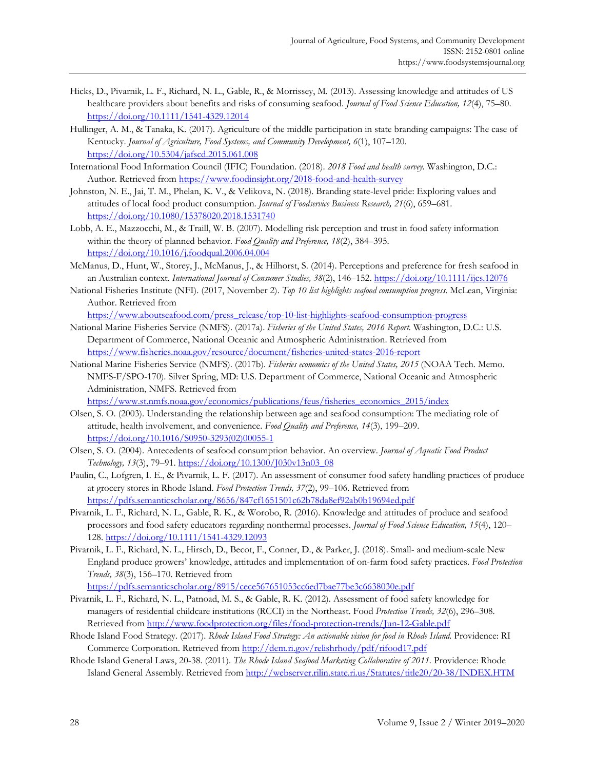Hicks, D., Pivarnik, L. F., Richard, N. L., Gable, R., & Morrissey, M. (2013). Assessing knowledge and attitudes of US healthcare providers about benefits and risks of consuming seafood. *Journal of Food Science Education, 12*(4), 75–80. https://doi.org/10.1111/1541-4329.12014

Hullinger, A. M., & Tanaka, K. (2017). Agriculture of the middle participation in state branding campaigns: The case of Kentucky. *Journal of Agriculture, Food Systems, and Community Development, 6*(1), 107–120. https://doi.org/10.5304/jafscd.2015.061.008

International Food Information Council (IFIC) Foundation. (2018). *2018 Food and health survey.* Washington, D.C.: Author. Retrieved from https://www.foodinsight.org/2018-food-and-health-survey

Johnston, N. E., Jai, T. M., Phelan, K. V., & Velikova, N. (2018). Branding state-level pride: Exploring values and attitudes of local food product consumption. *Journal of Foodservice Business Research, 21*(6), 659–681. https://doi.org/10.1080/15378020.2018.1531740

Lobb, A. E., Mazzocchi, M., & Traill, W. B. (2007). Modelling risk perception and trust in food safety information within the theory of planned behavior. *Food Quality and Preference, 18*(2), 384–395. https://doi.org/10.1016/j.foodqual.2006.04.004

McManus, D., Hunt, W., Storey, J., McManus, J., & Hilhorst, S. (2014). Perceptions and preference for fresh seafood in an Australian context. *International Journal of Consumer Studies, 38*(2), 146–152. https://doi.org/10.1111/ijcs.12076

National Fisheries Institute (NFI). (2017, November 2). *Top 10 list highlights seafood consumption progress.* McLean, Virginia: Author. Retrieved from https://www.aboutseafood.com/press_release/top-10-list-highlights-seafood-consumption-progress

National Marine Fisheries Service (NMFS). (2017a). *Fisheries of the United States, 2016 Report.* Washington, D.C.: U.S. Department of Commerce, National Oceanic and Atmospheric Administration. Retrieved from https://www.fisheries.noaa.gov/resource/document/fisheries-united-states-2016-report

National Marine Fisheries Service (NMFS). (2017b). *Fisheries economics of the United States, 2015* (NOAA Tech. Memo. NMFS-F/SPO-170). Silver Spring, MD: U.S. Department of Commerce, National Oceanic and Atmospheric Administration, NMFS. Retrieved from https://www.st.nmfs.noaa.gov/economics/publications/feus/fisheries_economics_2015/index

Olsen, S. O. (2003). Understanding the relationship between age and seafood consumption: The mediating role of attitude, health involvement, and convenience. *Food Quality and Preference, 14*(3), 199–209. https://doi.org/10.1016/S0950-3293(02)00055-1

Olsen, S. O. (2004). Antecedents of seafood consumption behavior. An overview. *Journal of Aquatic Food Product Technology, 13*(3), 79–91. https://doi.org/10.1300/J030v13n03_08

Paulin, C., Lofgren, I. E., & Pivarnik, L. F. (2017). An assessment of consumer food safety handling practices of produce at grocery stores in Rhode Island. *Food Protection Trends, 37*(2), 99–106. Retrieved from https://pdfs.semanticscholar.org/8656/847cf1651501c62b78da8ef92ab0b19694ed.pdf

Pivarnik, L. F., Richard, N. L., Gable, R. K., & Worobo, R. (2016). Knowledge and attitudes of produce and seafood processors and food safety educators regarding nonthermal processes. *Journal of Food Science Education, 15*(4), 120–128. https://doi.org/10.1111/1541-4329.12093

Pivarnik, L. F., Richard, N. L., Hirsch, D., Becot, F., Conner, D., & Parker, J. (2018). Small- and medium-scale New England produce growers' knowledge, attitudes and implementation of on-farm food safety practices. *Food Protection Trends, 38*(3), 156–170. Retrieved from https://pdfs.semanticscholar.org/8915/cece567651053cc6ed7bae77be3c6638030e.pdf

Pivarnik, L. F., Richard, N. L., Patnoad, M. S., & Gable, R. K. (2012). Assessment of food safety knowledge for managers of residential childcare institutions (RCCI) in the Northeast. Food *Protection Trends, 32*(6), 296–308. Retrieved from http://www.foodprotection.org/files/food-protection-trends/Jun-12-Gable.pdf

Rhode Island Food Strategy. (2017). *Rhode Island Food Strategy: An actionable vision for food in Rhode Island.* Providence: RI Commerce Corporation. Retrieved from http://dem.ri.gov/relishrhody/pdf/rifood17.pdf

Rhode Island General Laws, 20-38. (2011). *The Rhode Island Seafood Marketing Collaborative of 2011.* Providence: Rhode Island General Assembly. Retrieved from http://webserver.rilin.state.ri.us/Statutes/title20/20-38/INDEX.HTM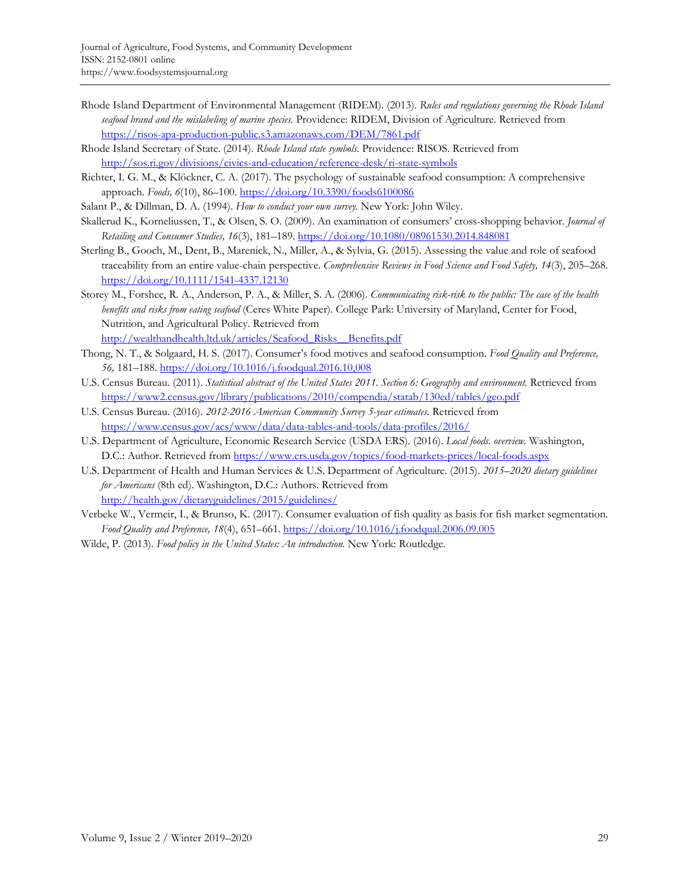Rhode Island Department of Environmental Management (RIDEM). (2013). *Rules and regulations governing the Rhode Island seafood brand and the mislabeling of marine species.* Providence: RIDEM, Division of Agriculture. Retrieved from https://risos-apa-production-public.s3.amazonaws.com/DEM/7861.pdf

Rhode Island Secretary of State. (2014). *Rhode Island state symbols.* Providence: RISOS. Retrieved from http://sos.ri.gov/divisions/civics-and-education/reference-desk/ri-state-symbols

Richter, I. G. M., & Klöckner, C. A. (2017). The psychology of sustainable seafood consumption: A comprehensive approach. *Foods, 6*(10), 86–100. https://doi.org/10.3390/foods6100086

Salant P., & Dillman, D. A. (1994). *How to conduct your own survey.* New York: John Wiley.

Skallerud K., Korneliussen, T., & Olsen, S. O. (2009). An examination of consumers' cross-shopping behavior. *Journal of Retailing and Consumer Studies, 16*(3), 181–189. https://doi.org/10.1080/08961530.2014.848081

Sterling B., Gooch, M., Dent, B., Marenick, N., Miller, A., & Sylvia, G. (2015). Assessing the value and role of seafood traceability from an entire value-chain perspective. *Comprehensive Reviews in Food Science and Food Safety, 14*(3), 205–268. https://doi.org/10.1111/1541-4337.12130

Storey M., Forshee, R. A., Anderson, P. A., & Miller, S. A. (2006). *Communicating risk-risk to the public: The case of the health benefits and risks from eating seafood* (Ceres White Paper). College Park: University of Maryland, Center for Food, Nutrition, and Agricultural Policy. Retrieved from http://wealthandhealth.ltd.uk/articles/Seafood_Risks__Benefits.pdf

Thong, N. T., & Solgaard, H. S. (2017). Consumer's food motives and seafood consumption. *Food Quality and Preference, 56,* 181–188. https://doi.org/10.1016/j.foodqual.2016.10,008

U.S. Census Bureau. (2011). *Statistical abstract of the United States 2011. Section 6: Geography and environment.* Retrieved from https://www2.census.gov/library/publications/2010/compendia/statab/130ed/tables/geo.pdf

U.S. Census Bureau. (2016). *2012-2016 American Community Survey 5-year estimates.* Retrieved from https://www.census.gov/acs/www/data/data-tables-and-tools/data-profiles/2016/

U.S. Department of Agriculture, Economic Research Service (USDA ERS). (2016). *Local foods. overview.* Washington, D.C.: Author. Retrieved from https://www.ers.usda.gov/topics/food-markets-prices/local-foods.aspx

U.S. Department of Health and Human Services & U.S. Department of Agriculture. (2015). *2015–2020 dietary guidelines for Americans* (8th ed). Washington, D.C.: Authors. Retrieved from http://health.gov/dietaryguidelines/2015/guidelines/

Verbeke W., Vermeir, I., & Brunso, K. (2017). Consumer evaluation of fish quality as basis for fish market segmentation. *Food Quality and Preference, 18*(4), 651–661. https://doi.org/10.1016/j.foodqual.2006.09.005

Wilde, P. (2013). *Food policy in the United States: An introduction.* New York: Routledge.